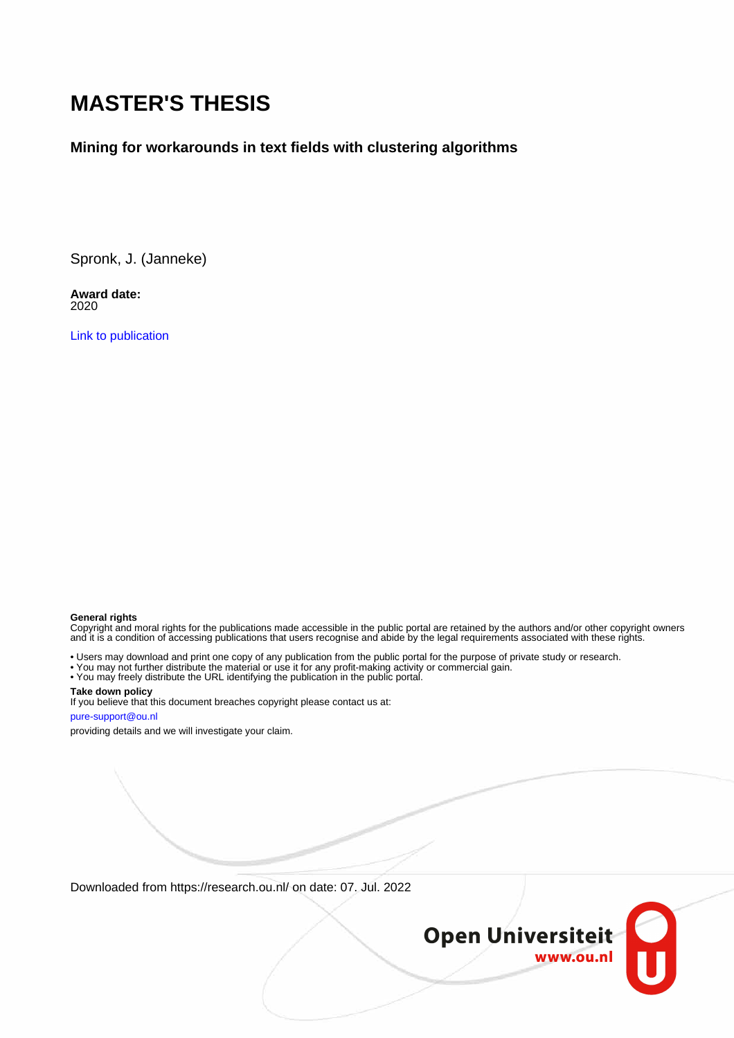# MASTER'S THESIS

**Mining for workarounds in text fields with clustering algorithms**

Spronk, J. (Janneke)

**Award date:**
2020

Link to publication

**General rights**
Copyright and moral rights for the publications made accessible in the public portal are retained by the authors and/or other copyright owners and it is a condition of accessing publications that users recognise and abide by the legal requirements associated with these rights.

- Users may download and print one copy of any publication from the public portal for the purpose of private study or research.
- You may not further distribute the material or use it for any profit-making activity or commercial gain.
- You may freely distribute the URL identifying the publication in the public portal.

**Take down policy**
If you believe that this document breaches copyright please contact us at:

pure-support@ou.nl

providing details and we will investigate your claim.

Downloaded from https://research.ou.nl/ on date: 07. Jul. 2022

**Open Universiteit**
www.ou.nl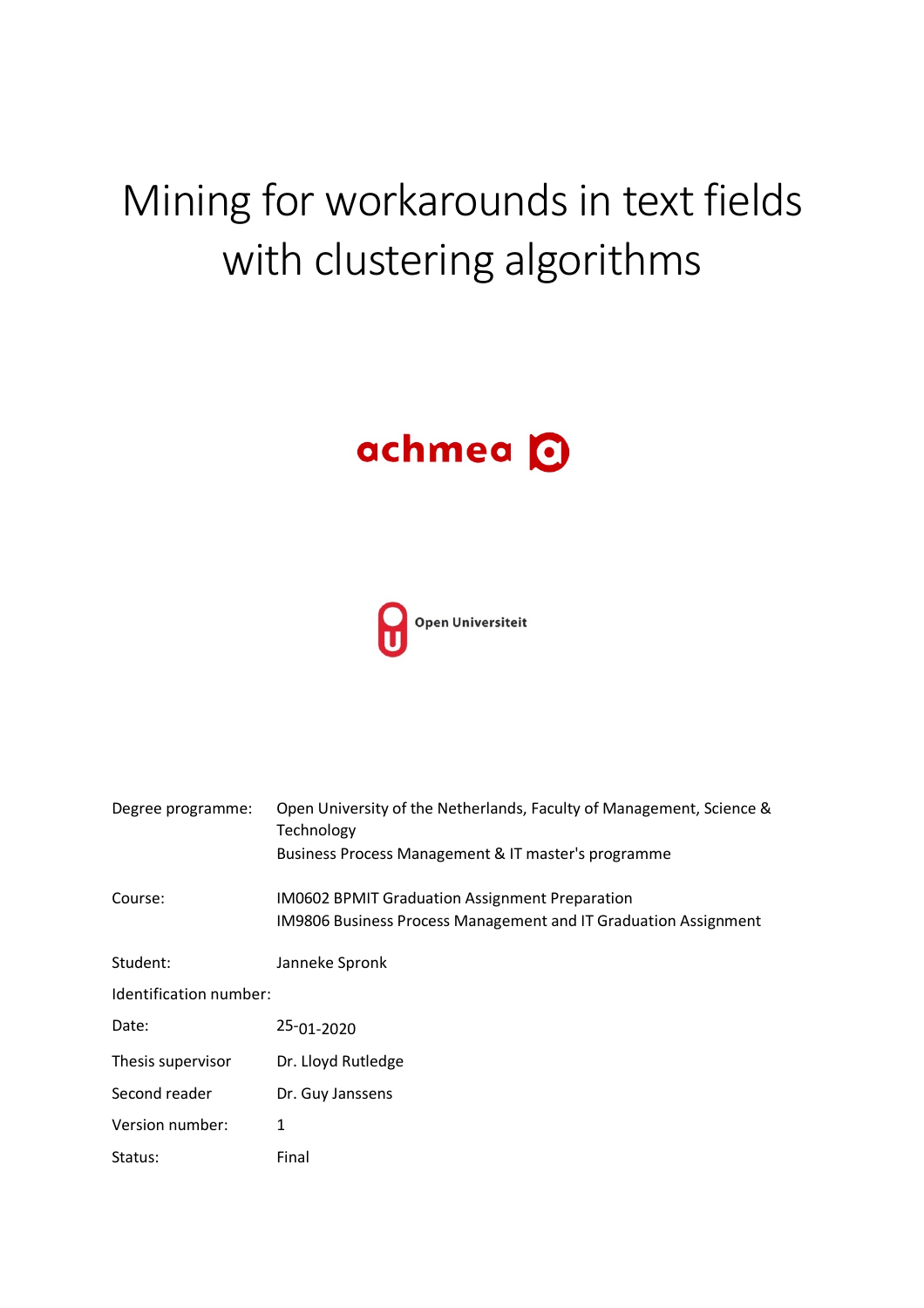# Mining for workarounds in text fields with clustering algorithms

achmea

Open Universiteit

| | |
|---|---|
| Degree programme: | Open University of the Netherlands, Faculty of Management, Science & Technology<br>Business Process Management & IT master's programme |
| Course: | IM0602 BPMIT Graduation Assignment Preparation<br>IM9806 Business Process Management and IT Graduation Assignment |
| Student: | Janneke Spronk |
| Identification number: | |
| Date: | 25-01-2020 |
| Thesis supervisor | Dr. Lloyd Rutledge |
| Second reader | Dr. Guy Janssens |
| Version number: | 1 |
| Status: | Final |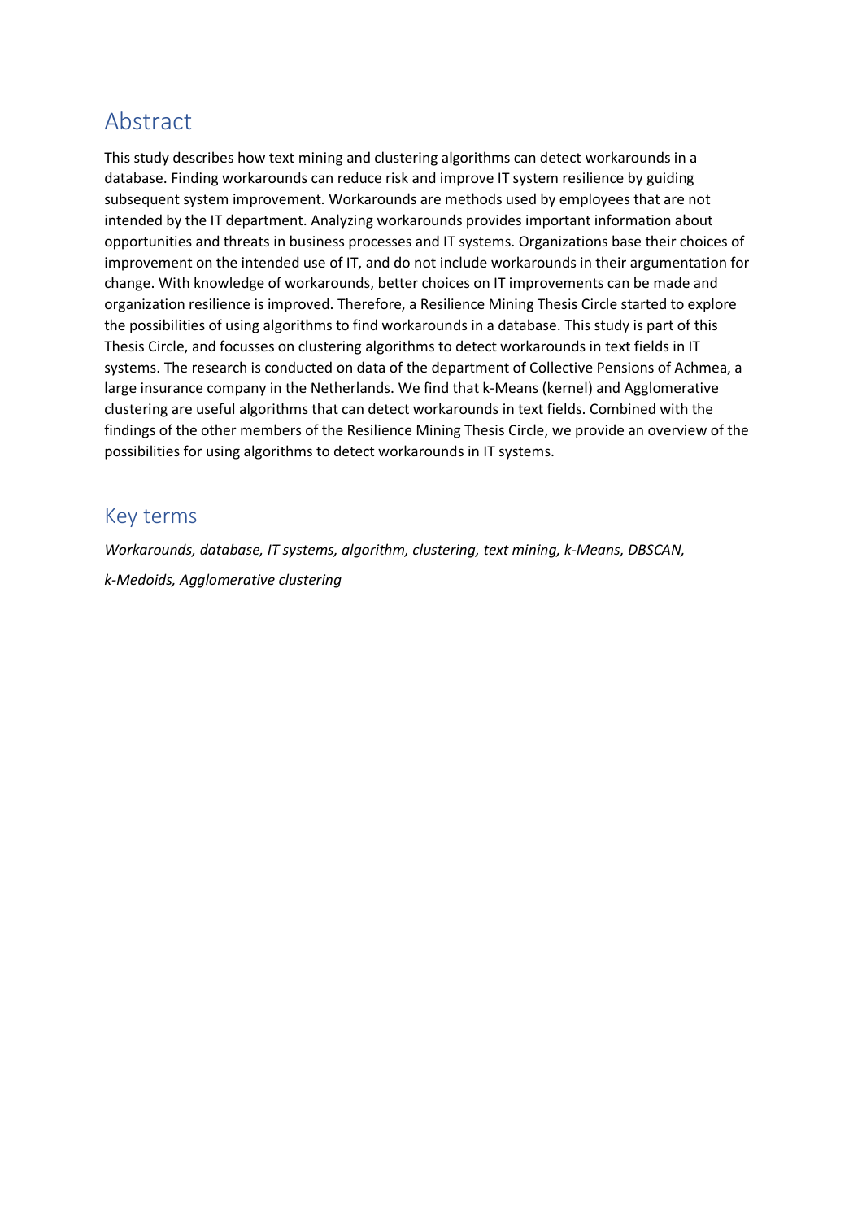## Abstract

This study describes how text mining and clustering algorithms can detect workarounds in a database. Finding workarounds can reduce risk and improve IT system resilience by guiding subsequent system improvement. Workarounds are methods used by employees that are not intended by the IT department. Analyzing workarounds provides important information about opportunities and threats in business processes and IT systems. Organizations base their choices of improvement on the intended use of IT, and do not include workarounds in their argumentation for change. With knowledge of workarounds, better choices on IT improvements can be made and organization resilience is improved. Therefore, a Resilience Mining Thesis Circle started to explore the possibilities of using algorithms to find workarounds in a database. This study is part of this Thesis Circle, and focusses on clustering algorithms to detect workarounds in text fields in IT systems. The research is conducted on data of the department of Collective Pensions of Achmea, a large insurance company in the Netherlands. We find that k-Means (kernel) and Agglomerative clustering are useful algorithms that can detect workarounds in text fields. Combined with the findings of the other members of the Resilience Mining Thesis Circle, we provide an overview of the possibilities for using algorithms to detect workarounds in IT systems.

## Key terms

*Workarounds, database, IT systems, algorithm, clustering, text mining, k-Means, DBSCAN,*

*k-Medoids, Agglomerative clustering*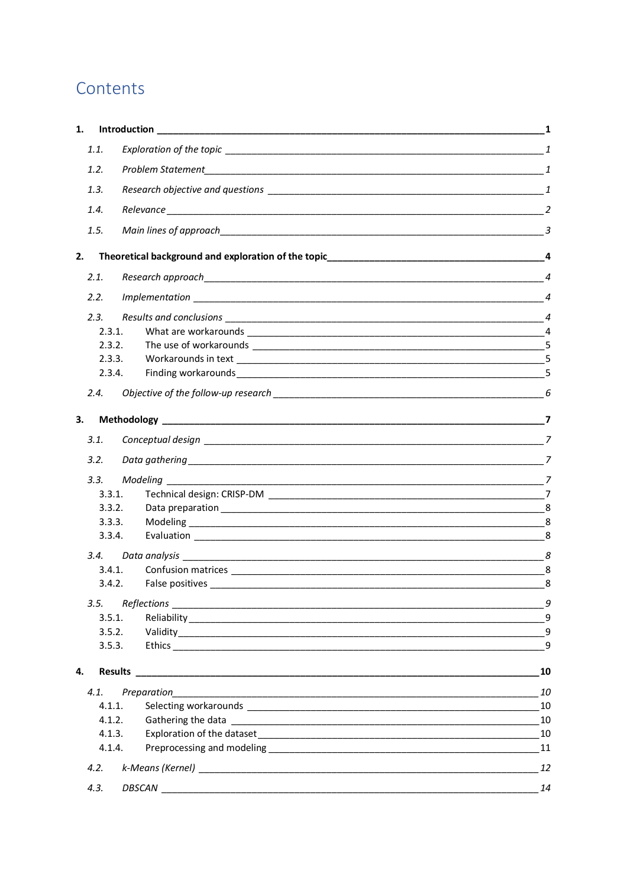# Contents

**1. Introduction** **1**

*1.1. Exploration of the topic* *1*

*1.2. Problem Statement* *1*

*1.3. Research objective and questions* *1*

*1.4. Relevance* *2*

*1.5. Main lines of approach* *3*

**2. Theoretical background and exploration of the topic** **4**

*2.1. Research approach* *4*

*2.2. Implementation* *4*

*2.3. Results and conclusions* *4*

2.3.1. What are workarounds 4

2.3.2. The use of workarounds 5

2.3.3. Workarounds in text 5

2.3.4. Finding workarounds 5

*2.4. Objective of the follow-up research* *6*

**3. Methodology** **7**

*3.1. Conceptual design* *7*

*3.2. Data gathering* *7*

*3.3. Modeling* *7*

3.3.1. Technical design: CRISP-DM 7

3.3.2. Data preparation 8

3.3.3. Modeling 8

3.3.4. Evaluation 8

*3.4. Data analysis* *8*

3.4.1. Confusion matrices 8

3.4.2. False positives 8

*3.5. Reflections* *9*

3.5.1. Reliability 9

3.5.2. Validity 9

3.5.3. Ethics 9

**4. Results** **10**

*4.1. Preparation* *10*

4.1.1. Selecting workarounds 10

4.1.2. Gathering the data 10

4.1.3. Exploration of the dataset 10

4.1.4. Preprocessing and modeling 11

*4.2. k-Means (Kernel)* *12*

*4.3. DBSCAN* *14*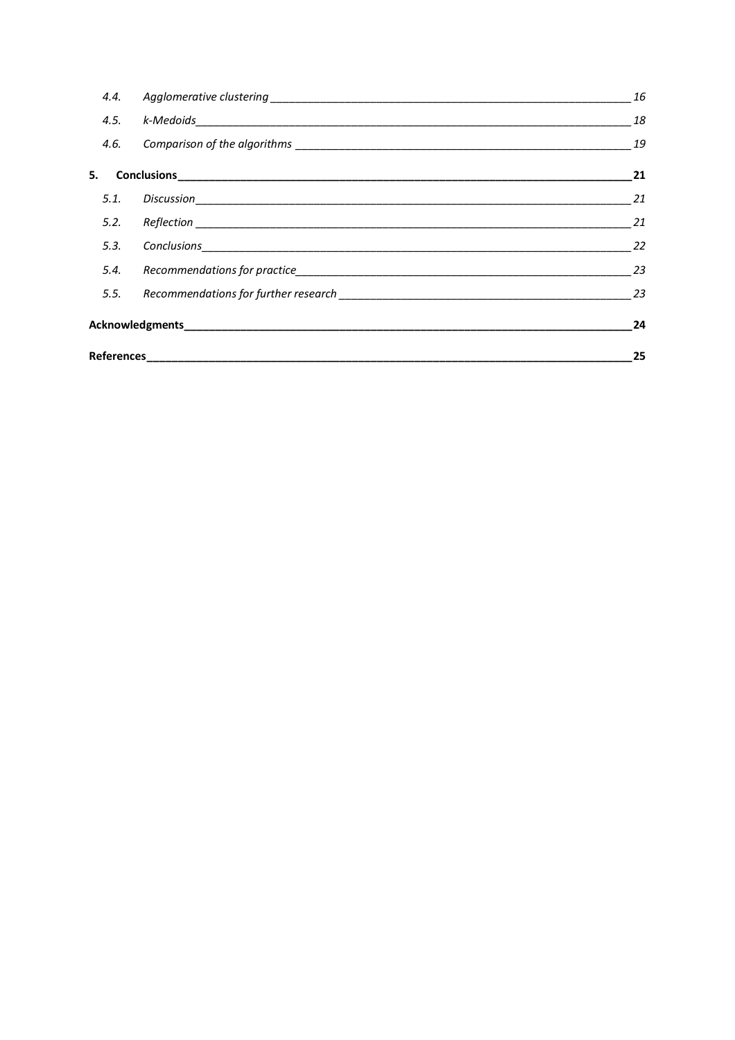*4.4. Agglomerative clustering* 16

*4.5. k-Medoids* 18

*4.6. Comparison of the algorithms* 19

**5. Conclusions** **21**

*5.1. Discussion* 21

*5.2. Reflection* 21

*5.3. Conclusions* 22

*5.4. Recommendations for practice* 23

*5.5. Recommendations for further research* 23

**Acknowledgments** **24**

**References** **25**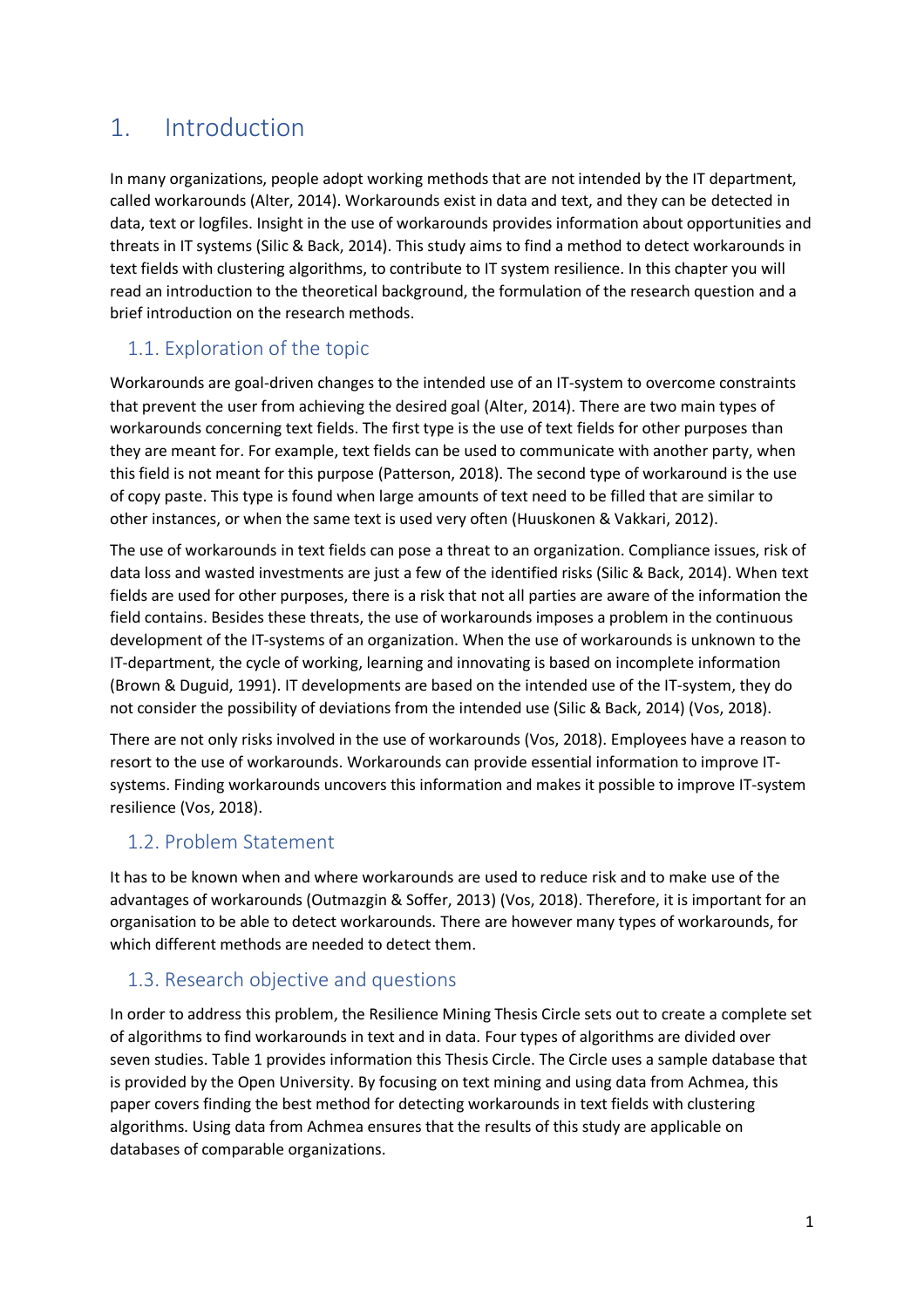# 1. Introduction

In many organizations, people adopt working methods that are not intended by the IT department, called workarounds (Alter, 2014). Workarounds exist in data and text, and they can be detected in data, text or logfiles. Insight in the use of workarounds provides information about opportunities and threats in IT systems (Silic & Back, 2014). This study aims to find a method to detect workarounds in text fields with clustering algorithms, to contribute to IT system resilience. In this chapter you will read an introduction to the theoretical background, the formulation of the research question and a brief introduction on the research methods.

## 1.1. Exploration of the topic

Workarounds are goal-driven changes to the intended use of an IT-system to overcome constraints that prevent the user from achieving the desired goal (Alter, 2014). There are two main types of workarounds concerning text fields. The first type is the use of text fields for other purposes than they are meant for. For example, text fields can be used to communicate with another party, when this field is not meant for this purpose (Patterson, 2018). The second type of workaround is the use of copy paste. This type is found when large amounts of text need to be filled that are similar to other instances, or when the same text is used very often (Huuskonen & Vakkari, 2012).

The use of workarounds in text fields can pose a threat to an organization. Compliance issues, risk of data loss and wasted investments are just a few of the identified risks (Silic & Back, 2014). When text fields are used for other purposes, there is a risk that not all parties are aware of the information the field contains. Besides these threats, the use of workarounds imposes a problem in the continuous development of the IT-systems of an organization. When the use of workarounds is unknown to the IT-department, the cycle of working, learning and innovating is based on incomplete information (Brown & Duguid, 1991). IT developments are based on the intended use of the IT-system, they do not consider the possibility of deviations from the intended use (Silic & Back, 2014) (Vos, 2018).

There are not only risks involved in the use of workarounds (Vos, 2018). Employees have a reason to resort to the use of workarounds. Workarounds can provide essential information to improve IT-systems. Finding workarounds uncovers this information and makes it possible to improve IT-system resilience (Vos, 2018).

## 1.2. Problem Statement

It has to be known when and where workarounds are used to reduce risk and to make use of the advantages of workarounds (Outmazgin & Soffer, 2013) (Vos, 2018). Therefore, it is important for an organisation to be able to detect workarounds. There are however many types of workarounds, for which different methods are needed to detect them.

## 1.3. Research objective and questions

In order to address this problem, the Resilience Mining Thesis Circle sets out to create a complete set of algorithms to find workarounds in text and in data. Four types of algorithms are divided over seven studies. Table 1 provides information this Thesis Circle. The Circle uses a sample database that is provided by the Open University. By focusing on text mining and using data from Achmea, this paper covers finding the best method for detecting workarounds in text fields with clustering algorithms. Using data from Achmea ensures that the results of this study are applicable on databases of comparable organizations.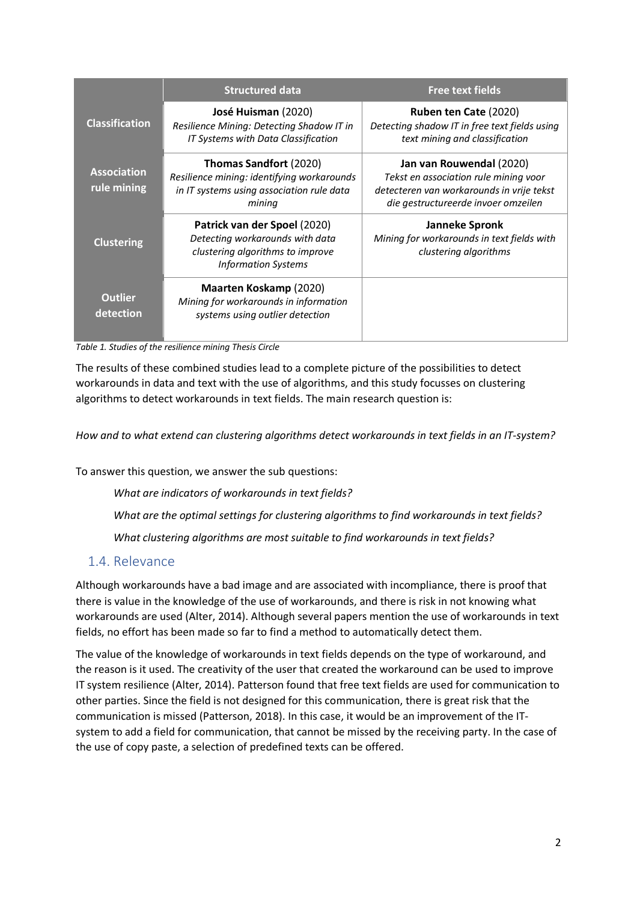| | Structured data | Free text fields |
|---|---|---|
| **Classification** | **José Huisman** (2020)<br>*Resilience Mining: Detecting Shadow IT in IT Systems with Data Classification* | **Ruben ten Cate** (2020)<br>*Detecting shadow IT in free text fields using text mining and classification* |
| **Association rule mining** | **Thomas Sandfort** (2020)<br>*Resilience mining: identifying workarounds in IT systems using association rule data mining* | **Jan van Rouwendal** (2020)<br>*Tekst en association rule mining voor detecteren van workarounds in vrije tekst die gestructureerde invoer omzeilen* |
| **Clustering** | **Patrick van der Spoel** (2020)<br>*Detecting workarounds with data clustering algorithms to improve Information Systems* | **Janneke Spronk**<br>*Mining for workarounds in text fields with clustering algorithms* |
| **Outlier detection** | **Maarten Koskamp** (2020)<br>*Mining for workarounds in information systems using outlier detection* | |

*Table 1. Studies of the resilience mining Thesis Circle*

The results of these combined studies lead to a complete picture of the possibilities to detect workarounds in data and text with the use of algorithms, and this study focusses on clustering algorithms to detect workarounds in text fields. The main research question is:

*How and to what extend can clustering algorithms detect workarounds in text fields in an IT-system?*

To answer this question, we answer the sub questions:

> *What are indicators of workarounds in text fields?*
>
> *What are the optimal settings for clustering algorithms to find workarounds in text fields?*
>
> *What clustering algorithms are most suitable to find workarounds in text fields?*

## 1.4. Relevance

Although workarounds have a bad image and are associated with incompliance, there is proof that there is value in the knowledge of the use of workarounds, and there is risk in not knowing what workarounds are used (Alter, 2014). Although several papers mention the use of workarounds in text fields, no effort has been made so far to find a method to automatically detect them.

The value of the knowledge of workarounds in text fields depends on the type of workaround, and the reason is it used. The creativity of the user that created the workaround can be used to improve IT system resilience (Alter, 2014). Patterson found that free text fields are used for communication to other parties. Since the field is not designed for this communication, there is great risk that the communication is missed (Patterson, 2018). In this case, it would be an improvement of the IT-system to add a field for communication, that cannot be missed by the receiving party. In the case of the use of copy paste, a selection of predefined texts can be offered.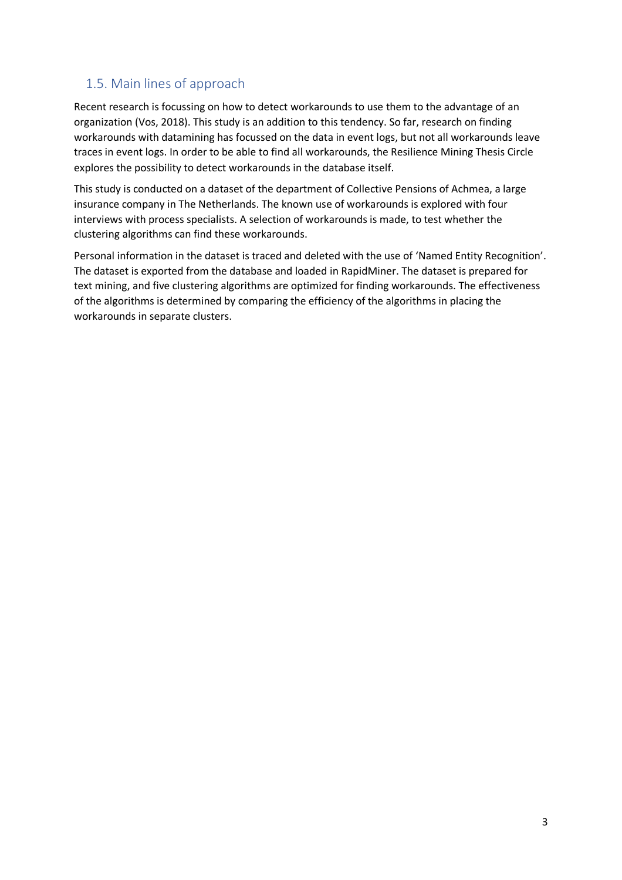## 1.5. Main lines of approach

Recent research is focussing on how to detect workarounds to use them to the advantage of an organization (Vos, 2018). This study is an addition to this tendency. So far, research on finding workarounds with datamining has focussed on the data in event logs, but not all workarounds leave traces in event logs. In order to be able to find all workarounds, the Resilience Mining Thesis Circle explores the possibility to detect workarounds in the database itself.

This study is conducted on a dataset of the department of Collective Pensions of Achmea, a large insurance company in The Netherlands. The known use of workarounds is explored with four interviews with process specialists. A selection of workarounds is made, to test whether the clustering algorithms can find these workarounds.

Personal information in the dataset is traced and deleted with the use of 'Named Entity Recognition'. The dataset is exported from the database and loaded in RapidMiner. The dataset is prepared for text mining, and five clustering algorithms are optimized for finding workarounds. The effectiveness of the algorithms is determined by comparing the efficiency of the algorithms in placing the workarounds in separate clusters.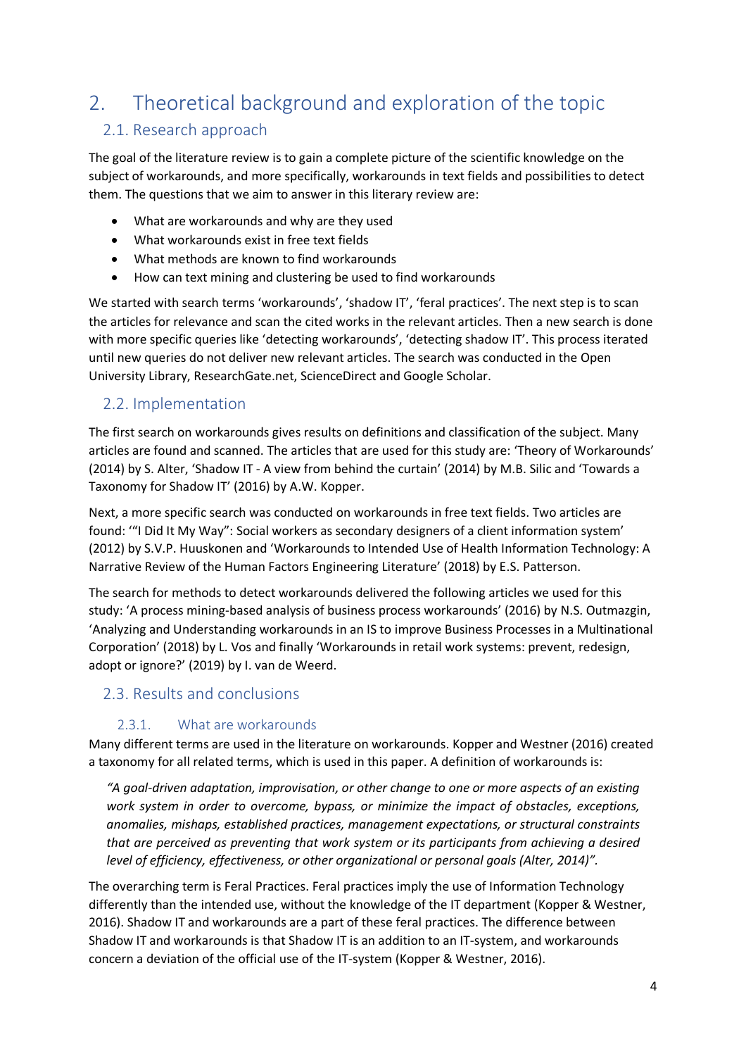# 2. Theoretical background and exploration of the topic

## 2.1. Research approach

The goal of the literature review is to gain a complete picture of the scientific knowledge on the subject of workarounds, and more specifically, workarounds in text fields and possibilities to detect them. The questions that we aim to answer in this literary review are:

- What are workarounds and why are they used
- What workarounds exist in free text fields
- What methods are known to find workarounds
- How can text mining and clustering be used to find workarounds

We started with search terms 'workarounds', 'shadow IT', 'feral practices'. The next step is to scan the articles for relevance and scan the cited works in the relevant articles. Then a new search is done with more specific queries like 'detecting workarounds', 'detecting shadow IT'. This process iterated until new queries do not deliver new relevant articles. The search was conducted in the Open University Library, ResearchGate.net, ScienceDirect and Google Scholar.

## 2.2. Implementation

The first search on workarounds gives results on definitions and classification of the subject. Many articles are found and scanned. The articles that are used for this study are: 'Theory of Workarounds' (2014) by S. Alter, 'Shadow IT - A view from behind the curtain' (2014) by M.B. Silic and 'Towards a Taxonomy for Shadow IT' (2016) by A.W. Kopper.

Next, a more specific search was conducted on workarounds in free text fields. Two articles are found: '"I Did It My Way": Social workers as secondary designers of a client information system' (2012) by S.V.P. Huuskonen and 'Workarounds to Intended Use of Health Information Technology: A Narrative Review of the Human Factors Engineering Literature' (2018) by E.S. Patterson.

The search for methods to detect workarounds delivered the following articles we used for this study: 'A process mining-based analysis of business process workarounds' (2016) by N.S. Outmazgin, 'Analyzing and Understanding workarounds in an IS to improve Business Processes in a Multinational Corporation' (2018) by L. Vos and finally 'Workarounds in retail work systems: prevent, redesign, adopt or ignore?' (2019) by I. van de Weerd.

## 2.3. Results and conclusions

### 2.3.1. What are workarounds

Many different terms are used in the literature on workarounds. Kopper and Westner (2016) created a taxonomy for all related terms, which is used in this paper. A definition of workarounds is:

> *"A goal-driven adaptation, improvisation, or other change to one or more aspects of an existing work system in order to overcome, bypass, or minimize the impact of obstacles, exceptions, anomalies, mishaps, established practices, management expectations, or structural constraints that are perceived as preventing that work system or its participants from achieving a desired level of efficiency, effectiveness, or other organizational or personal goals (Alter, 2014)".*

The overarching term is Feral Practices. Feral practices imply the use of Information Technology differently than the intended use, without the knowledge of the IT department (Kopper & Westner, 2016). Shadow IT and workarounds are a part of these feral practices. The difference between Shadow IT and workarounds is that Shadow IT is an addition to an IT-system, and workarounds concern a deviation of the official use of the IT-system (Kopper & Westner, 2016).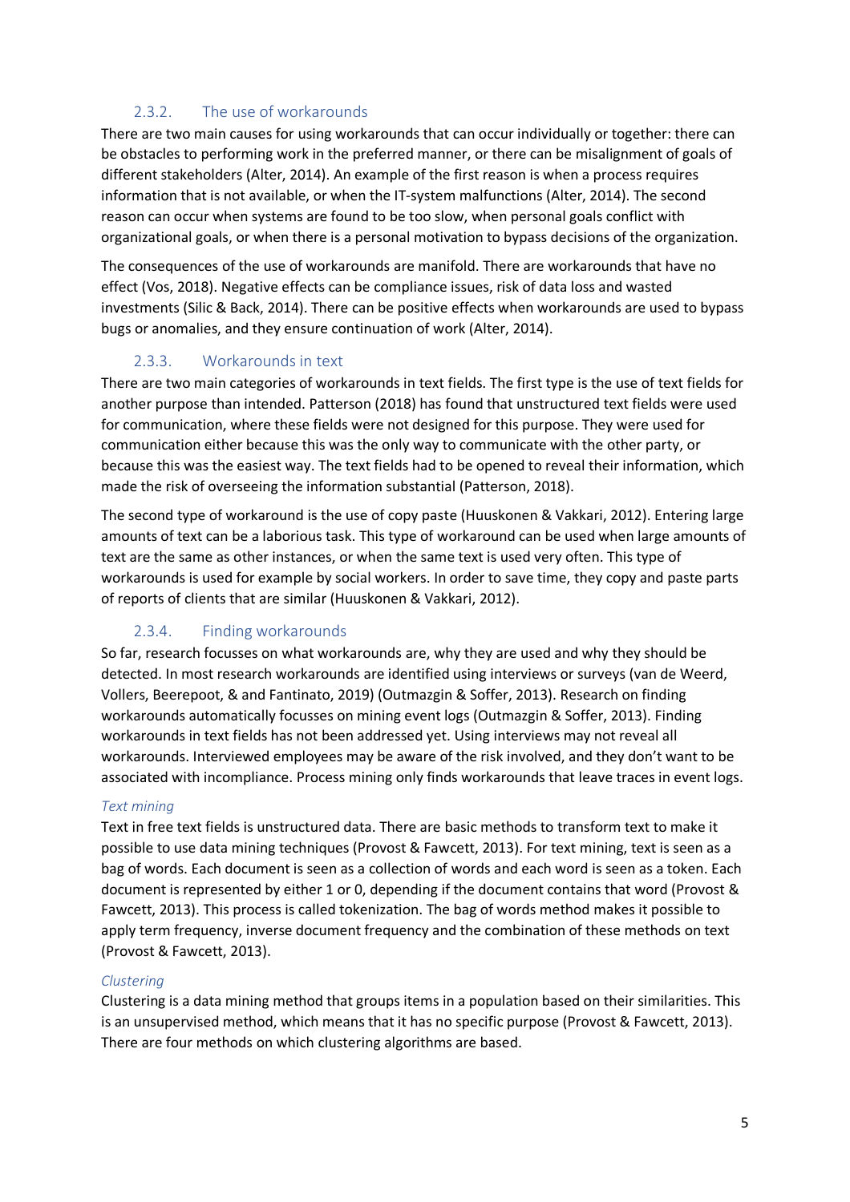### 2.3.2. The use of workarounds

There are two main causes for using workarounds that can occur individually or together: there can be obstacles to performing work in the preferred manner, or there can be misalignment of goals of different stakeholders (Alter, 2014). An example of the first reason is when a process requires information that is not available, or when the IT-system malfunctions (Alter, 2014). The second reason can occur when systems are found to be too slow, when personal goals conflict with organizational goals, or when there is a personal motivation to bypass decisions of the organization.

The consequences of the use of workarounds are manifold. There are workarounds that have no effect (Vos, 2018). Negative effects can be compliance issues, risk of data loss and wasted investments (Silic & Back, 2014). There can be positive effects when workarounds are used to bypass bugs or anomalies, and they ensure continuation of work (Alter, 2014).

### 2.3.3. Workarounds in text

There are two main categories of workarounds in text fields. The first type is the use of text fields for another purpose than intended. Patterson (2018) has found that unstructured text fields were used for communication, where these fields were not designed for this purpose. They were used for communication either because this was the only way to communicate with the other party, or because this was the easiest way. The text fields had to be opened to reveal their information, which made the risk of overseeing the information substantial (Patterson, 2018).

The second type of workaround is the use of copy paste (Huuskonen & Vakkari, 2012). Entering large amounts of text can be a laborious task. This type of workaround can be used when large amounts of text are the same as other instances, or when the same text is used very often. This type of workarounds is used for example by social workers. In order to save time, they copy and paste parts of reports of clients that are similar (Huuskonen & Vakkari, 2012).

### 2.3.4. Finding workarounds

So far, research focusses on what workarounds are, why they are used and why they should be detected. In most research workarounds are identified using interviews or surveys (van de Weerd, Vollers, Beerepoot, & and Fantinato, 2019) (Outmazgin & Soffer, 2013). Research on finding workarounds automatically focusses on mining event logs (Outmazgin & Soffer, 2013). Finding workarounds in text fields has not been addressed yet. Using interviews may not reveal all workarounds. Interviewed employees may be aware of the risk involved, and they don't want to be associated with incompliance. Process mining only finds workarounds that leave traces in event logs.

*Text mining*

Text in free text fields is unstructured data. There are basic methods to transform text to make it possible to use data mining techniques (Provost & Fawcett, 2013). For text mining, text is seen as a bag of words. Each document is seen as a collection of words and each word is seen as a token. Each document is represented by either 1 or 0, depending if the document contains that word (Provost & Fawcett, 2013). This process is called tokenization. The bag of words method makes it possible to apply term frequency, inverse document frequency and the combination of these methods on text (Provost & Fawcett, 2013).

*Clustering*

Clustering is a data mining method that groups items in a population based on their similarities. This is an unsupervised method, which means that it has no specific purpose (Provost & Fawcett, 2013). There are four methods on which clustering algorithms are based.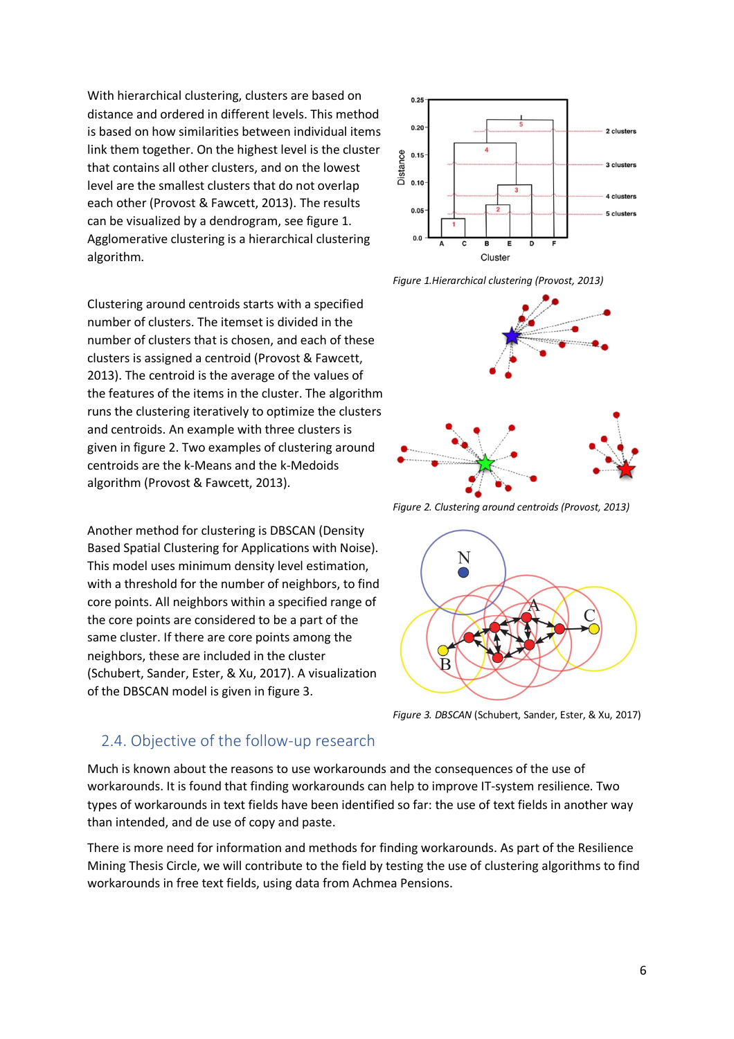With hierarchical clustering, clusters are based on distance and ordered in different levels. This method is based on how similarities between individual items link them together. On the highest level is the cluster that contains all other clusters, and on the lowest level are the smallest clusters that do not overlap each other (Provost & Fawcett, 2013). The results can be visualized by a dendrogram, see figure 1. Agglomerative clustering is a hierarchical clustering algorithm.

*Figure 1.Hierarchical clustering (Provost, 2013)*

Clustering around centroids starts with a specified number of clusters. The itemset is divided in the number of clusters that is chosen, and each of these clusters is assigned a centroid (Provost & Fawcett, 2013). The centroid is the average of the values of the features of the items in the cluster. The algorithm runs the clustering iteratively to optimize the clusters and centroids. An example with three clusters is given in figure 2. Two examples of clustering around centroids are the k-Means and the k-Medoids algorithm (Provost & Fawcett, 2013).

*Figure 2. Clustering around centroids (Provost, 2013)*

Another method for clustering is DBSCAN (Density Based Spatial Clustering for Applications with Noise). This model uses minimum density level estimation, with a threshold for the number of neighbors, to find core points. All neighbors within a specified range of the core points are considered to be a part of the same cluster. If there are core points among the neighbors, these are included in the cluster (Schubert, Sander, Ester, & Xu, 2017). A visualization of the DBSCAN model is given in figure 3.

*Figure 3. DBSCAN* (Schubert, Sander, Ester, & Xu, 2017)

## 2.4. Objective of the follow-up research

Much is known about the reasons to use workarounds and the consequences of the use of workarounds. It is found that finding workarounds can help to improve IT-system resilience. Two types of workarounds in text fields have been identified so far: the use of text fields in another way than intended, and de use of copy and paste.

There is more need for information and methods for finding workarounds. As part of the Resilience Mining Thesis Circle, we will contribute to the field by testing the use of clustering algorithms to find workarounds in free text fields, using data from Achmea Pensions.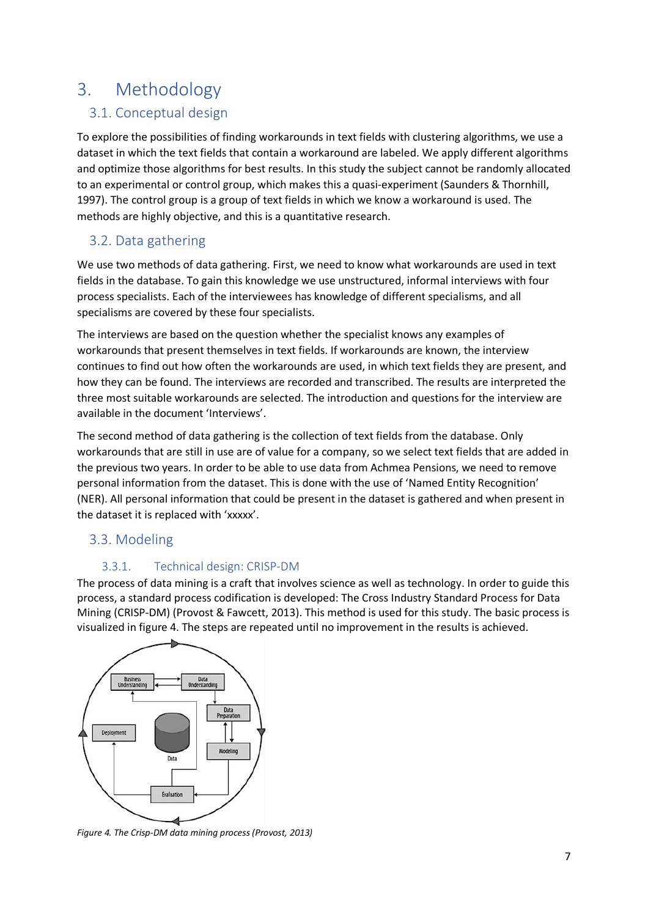# 3. Methodology

## 3.1. Conceptual design

To explore the possibilities of finding workarounds in text fields with clustering algorithms, we use a dataset in which the text fields that contain a workaround are labeled. We apply different algorithms and optimize those algorithms for best results. In this study the subject cannot be randomly allocated to an experimental or control group, which makes this a quasi-experiment (Saunders & Thornhill, 1997). The control group is a group of text fields in which we know a workaround is used. The methods are highly objective, and this is a quantitative research.

## 3.2. Data gathering

We use two methods of data gathering. First, we need to know what workarounds are used in text fields in the database. To gain this knowledge we use unstructured, informal interviews with four process specialists. Each of the interviewees has knowledge of different specialisms, and all specialisms are covered by these four specialists.

The interviews are based on the question whether the specialist knows any examples of workarounds that present themselves in text fields. If workarounds are known, the interview continues to find out how often the workarounds are used, in which text fields they are present, and how they can be found. The interviews are recorded and transcribed. The results are interpreted the three most suitable workarounds are selected. The introduction and questions for the interview are available in the document 'Interviews'.

The second method of data gathering is the collection of text fields from the database. Only workarounds that are still in use are of value for a company, so we select text fields that are added in the previous two years. In order to be able to use data from Achmea Pensions, we need to remove personal information from the dataset. This is done with the use of 'Named Entity Recognition' (NER). All personal information that could be present in the dataset is gathered and when present in the dataset it is replaced with 'xxxxx'.

## 3.3. Modeling

### 3.3.1. Technical design: CRISP-DM

The process of data mining is a craft that involves science as well as technology. In order to guide this process, a standard process codification is developed: The Cross Industry Standard Process for Data Mining (CRISP-DM) (Provost & Fawcett, 2013). This method is used for this study. The basic process is visualized in figure 4. The steps are repeated until no improvement in the results is achieved.

*Figure 4. The Crisp-DM data mining process (Provost, 2013)*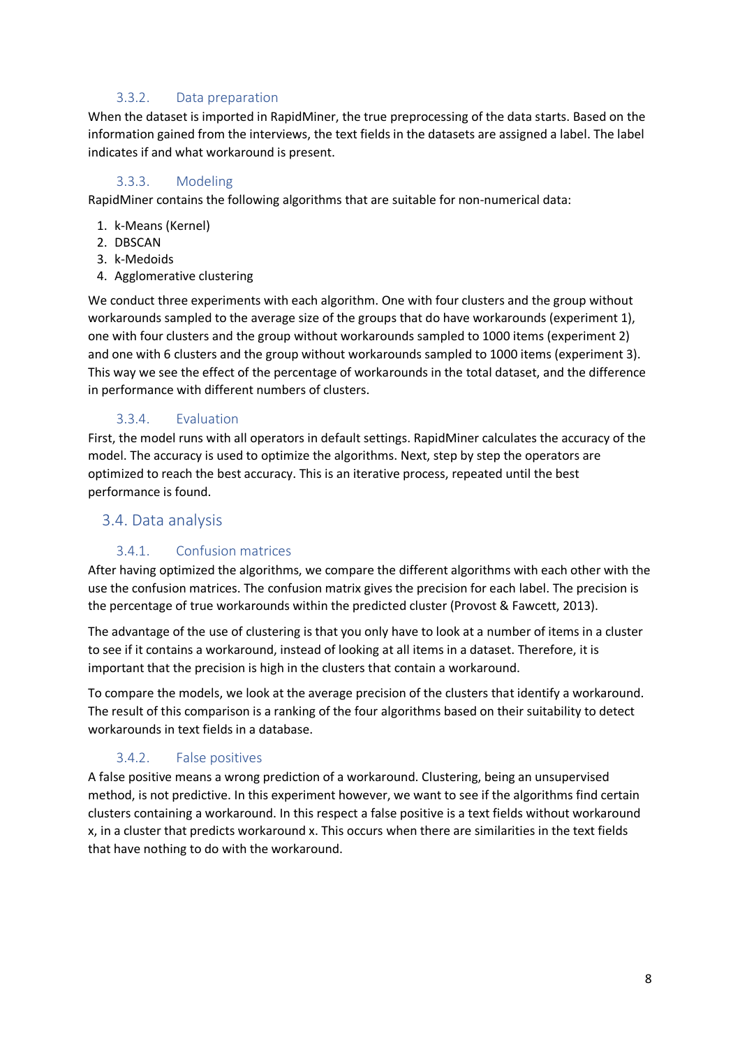### 3.3.2. Data preparation

When the dataset is imported in RapidMiner, the true preprocessing of the data starts. Based on the information gained from the interviews, the text fields in the datasets are assigned a label. The label indicates if and what workaround is present.

### 3.3.3. Modeling

RapidMiner contains the following algorithms that are suitable for non-numerical data:

1. k-Means (Kernel)
2. DBSCAN
3. k-Medoids
4. Agglomerative clustering

We conduct three experiments with each algorithm. One with four clusters and the group without workarounds sampled to the average size of the groups that do have workarounds (experiment 1), one with four clusters and the group without workarounds sampled to 1000 items (experiment 2) and one with 6 clusters and the group without workarounds sampled to 1000 items (experiment 3). This way we see the effect of the percentage of workarounds in the total dataset, and the difference in performance with different numbers of clusters.

### 3.3.4. Evaluation

First, the model runs with all operators in default settings. RapidMiner calculates the accuracy of the model. The accuracy is used to optimize the algorithms. Next, step by step the operators are optimized to reach the best accuracy. This is an iterative process, repeated until the best performance is found.

## 3.4. Data analysis

### 3.4.1. Confusion matrices

After having optimized the algorithms, we compare the different algorithms with each other with the use the confusion matrices. The confusion matrix gives the precision for each label. The precision is the percentage of true workarounds within the predicted cluster (Provost & Fawcett, 2013).

The advantage of the use of clustering is that you only have to look at a number of items in a cluster to see if it contains a workaround, instead of looking at all items in a dataset. Therefore, it is important that the precision is high in the clusters that contain a workaround.

To compare the models, we look at the average precision of the clusters that identify a workaround. The result of this comparison is a ranking of the four algorithms based on their suitability to detect workarounds in text fields in a database.

### 3.4.2. False positives

A false positive means a wrong prediction of a workaround. Clustering, being an unsupervised method, is not predictive. In this experiment however, we want to see if the algorithms find certain clusters containing a workaround. In this respect a false positive is a text fields without workaround x, in a cluster that predicts workaround x. This occurs when there are similarities in the text fields that have nothing to do with the workaround.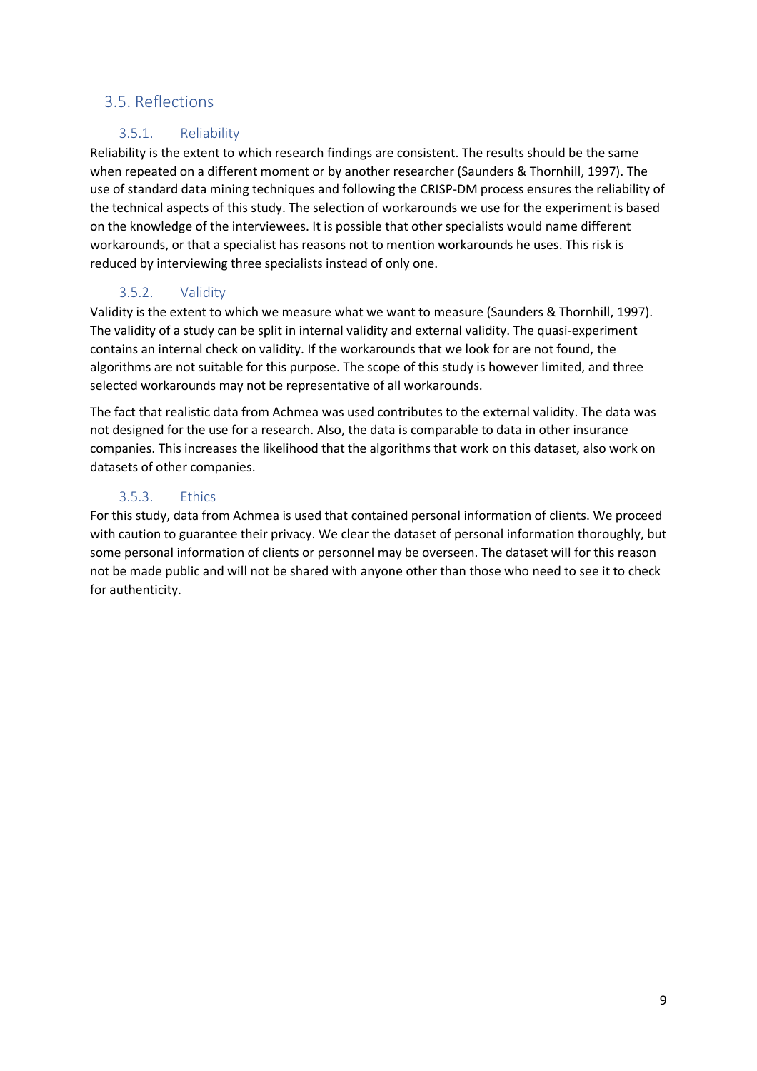## 3.5. Reflections

### 3.5.1. Reliability

Reliability is the extent to which research findings are consistent. The results should be the same when repeated on a different moment or by another researcher (Saunders & Thornhill, 1997). The use of standard data mining techniques and following the CRISP-DM process ensures the reliability of the technical aspects of this study. The selection of workarounds we use for the experiment is based on the knowledge of the interviewees. It is possible that other specialists would name different workarounds, or that a specialist has reasons not to mention workarounds he uses. This risk is reduced by interviewing three specialists instead of only one.

### 3.5.2. Validity

Validity is the extent to which we measure what we want to measure (Saunders & Thornhill, 1997). The validity of a study can be split in internal validity and external validity. The quasi-experiment contains an internal check on validity. If the workarounds that we look for are not found, the algorithms are not suitable for this purpose. The scope of this study is however limited, and three selected workarounds may not be representative of all workarounds.

The fact that realistic data from Achmea was used contributes to the external validity. The data was not designed for the use for a research. Also, the data is comparable to data in other insurance companies. This increases the likelihood that the algorithms that work on this dataset, also work on datasets of other companies.

### 3.5.3. Ethics

For this study, data from Achmea is used that contained personal information of clients. We proceed with caution to guarantee their privacy. We clear the dataset of personal information thoroughly, but some personal information of clients or personnel may be overseen. The dataset will for this reason not be made public and will not be shared with anyone other than those who need to see it to check for authenticity.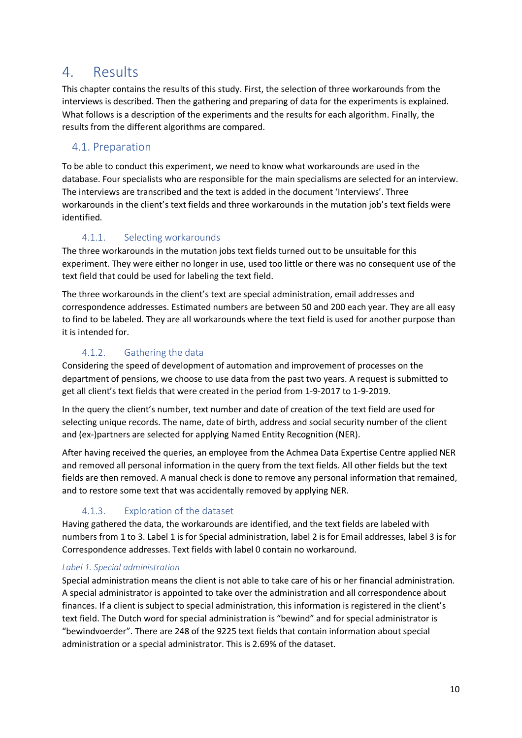# 4. Results

This chapter contains the results of this study. First, the selection of three workarounds from the interviews is described. Then the gathering and preparing of data for the experiments is explained. What follows is a description of the experiments and the results for each algorithm. Finally, the results from the different algorithms are compared.

## 4.1. Preparation

To be able to conduct this experiment, we need to know what workarounds are used in the database. Four specialists who are responsible for the main specialisms are selected for an interview. The interviews are transcribed and the text is added in the document 'Interviews'. Three workarounds in the client's text fields and three workarounds in the mutation job's text fields were identified.

### 4.1.1. Selecting workarounds

The three workarounds in the mutation jobs text fields turned out to be unsuitable for this experiment. They were either no longer in use, used too little or there was no consequent use of the text field that could be used for labeling the text field.

The three workarounds in the client's text are special administration, email addresses and correspondence addresses. Estimated numbers are between 50 and 200 each year. They are all easy to find to be labeled. They are all workarounds where the text field is used for another purpose than it is intended for.

### 4.1.2. Gathering the data

Considering the speed of development of automation and improvement of processes on the department of pensions, we choose to use data from the past two years. A request is submitted to get all client's text fields that were created in the period from 1-9-2017 to 1-9-2019.

In the query the client's number, text number and date of creation of the text field are used for selecting unique records. The name, date of birth, address and social security number of the client and (ex-)partners are selected for applying Named Entity Recognition (NER).

After having received the queries, an employee from the Achmea Data Expertise Centre applied NER and removed all personal information in the query from the text fields. All other fields but the text fields are then removed. A manual check is done to remove any personal information that remained, and to restore some text that was accidentally removed by applying NER.

### 4.1.3. Exploration of the dataset

Having gathered the data, the workarounds are identified, and the text fields are labeled with numbers from 1 to 3. Label 1 is for Special administration, label 2 is for Email addresses, label 3 is for Correspondence addresses. Text fields with label 0 contain no workaround.

*Label 1. Special administration*

Special administration means the client is not able to take care of his or her financial administration. A special administrator is appointed to take over the administration and all correspondence about finances. If a client is subject to special administration, this information is registered in the client's text field. The Dutch word for special administration is "bewind" and for special administrator is "bewindvoerder". There are 248 of the 9225 text fields that contain information about special administration or a special administrator. This is 2.69% of the dataset.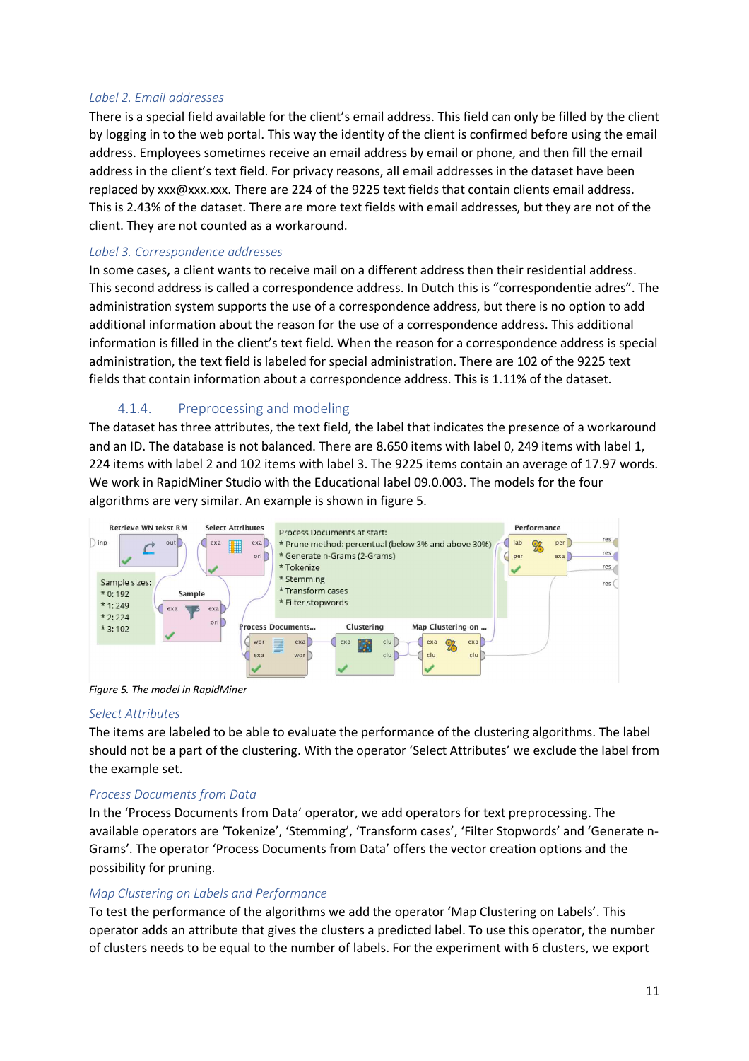*Label 2. Email addresses*

There is a special field available for the client's email address. This field can only be filled by the client by logging in to the web portal. This way the identity of the client is confirmed before using the email address. Employees sometimes receive an email address by email or phone, and then fill the email address in the client's text field. For privacy reasons, all email addresses in the dataset have been replaced by xxx@xxx.xxx. There are 224 of the 9225 text fields that contain clients email address. This is 2.43% of the dataset. There are more text fields with email addresses, but they are not of the client. They are not counted as a workaround.

*Label 3. Correspondence addresses*

In some cases, a client wants to receive mail on a different address then their residential address. This second address is called a correspondence address. In Dutch this is "correspondentie adres". The administration system supports the use of a correspondence address, but there is no option to add additional information about the reason for the use of a correspondence address. This additional information is filled in the client's text field. When the reason for a correspondence address is special administration, the text field is labeled for special administration. There are 102 of the 9225 text fields that contain information about a correspondence address. This is 1.11% of the dataset.

### 4.1.4. Preprocessing and modeling

The dataset has three attributes, the text field, the label that indicates the presence of a workaround and an ID. The database is not balanced. There are 8.650 items with label 0, 249 items with label 1, 224 items with label 2 and 102 items with label 3. The 9225 items contain an average of 17.97 words. We work in RapidMiner Studio with the Educational label 09.0.003. The models for the four algorithms are very similar. An example is shown in figure 5.

Figure 5. The model in RapidMiner

*Select Attributes*

The items are labeled to be able to evaluate the performance of the clustering algorithms. The label should not be a part of the clustering. With the operator 'Select Attributes' we exclude the label from the example set.

*Process Documents from Data*

In the 'Process Documents from Data' operator, we add operators for text preprocessing. The available operators are 'Tokenize', 'Stemming', 'Transform cases', 'Filter Stopwords' and 'Generate n-Grams'. The operator 'Process Documents from Data' offers the vector creation options and the possibility for pruning.

*Map Clustering on Labels and Performance*

To test the performance of the algorithms we add the operator 'Map Clustering on Labels'. This operator adds an attribute that gives the clusters a predicted label. To use this operator, the number of clusters needs to be equal to the number of labels. For the experiment with 6 clusters, we export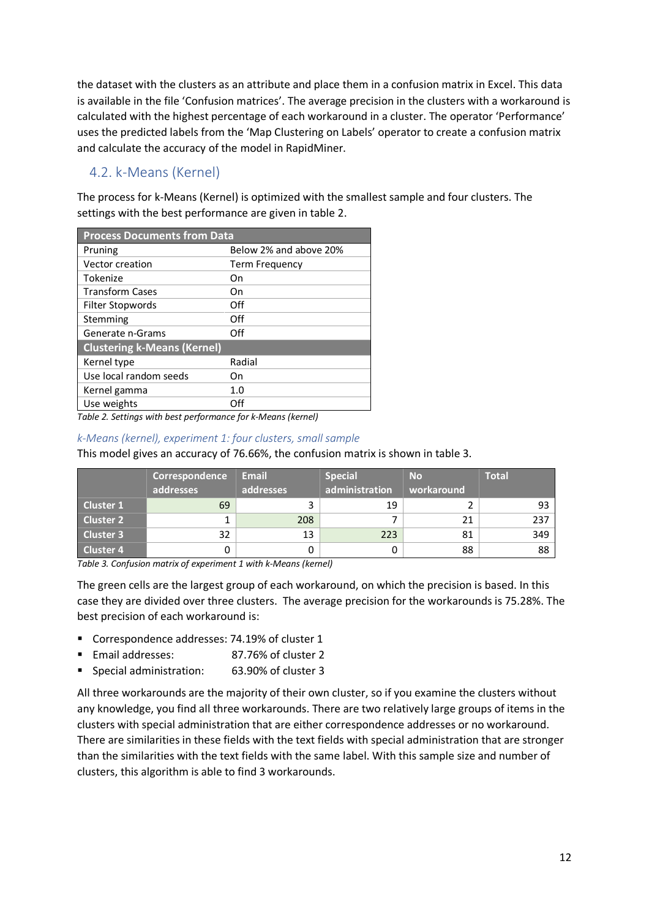the dataset with the clusters as an attribute and place them in a confusion matrix in Excel. This data is available in the file 'Confusion matrices'. The average precision in the clusters with a workaround is calculated with the highest percentage of each workaround in a cluster. The operator 'Performance' uses the predicted labels from the 'Map Clustering on Labels' operator to create a confusion matrix and calculate the accuracy of the model in RapidMiner.

## 4.2. k-Means (Kernel)

The process for k-Means (Kernel) is optimized with the smallest sample and four clusters. The settings with the best performance are given in table 2.

| **Process Documents from Data** | |
|---|---|
| Pruning | Below 2% and above 20% |
| Vector creation | Term Frequency |
| Tokenize | On |
| Transform Cases | On |
| Filter Stopwords | Off |
| Stemming | Off |
| Generate n-Grams | Off |
| **Clustering k-Means (Kernel)** | |
| Kernel type | Radial |
| Use local random seeds | On |
| Kernel gamma | 1.0 |
| Use weights | Off |

*Table 2. Settings with best performance for k-Means (kernel)*

### *k-Means (kernel), experiment 1: four clusters, small sample*

This model gives an accuracy of 76.66%, the confusion matrix is shown in table 3.

| | Correspondence addresses | Email addresses | Special administration | No workaround | Total |
|---|---|---|---|---|---|
| **Cluster 1** | 69 | 3 | 19 | 2 | 93 |
| **Cluster 2** | 1 | 208 | 7 | 21 | 237 |
| **Cluster 3** | 32 | 13 | 223 | 81 | 349 |
| **Cluster 4** | 0 | 0 | 0 | 88 | 88 |

*Table 3. Confusion matrix of experiment 1 with k-Means (kernel)*

The green cells are the largest group of each workaround, on which the precision is based. In this case they are divided over three clusters. The average precision for the workarounds is 75.28%. The best precision of each workaround is:

- Correspondence addresses: 74.19% of cluster 1
- Email addresses: 87.76% of cluster 2
- Special administration: 63.90% of cluster 3

All three workarounds are the majority of their own cluster, so if you examine the clusters without any knowledge, you find all three workarounds. There are two relatively large groups of items in the clusters with special administration that are either correspondence addresses or no workaround. There are similarities in these fields with the text fields with special administration that are stronger than the similarities with the text fields with the same label. With this sample size and number of clusters, this algorithm is able to find 3 workarounds.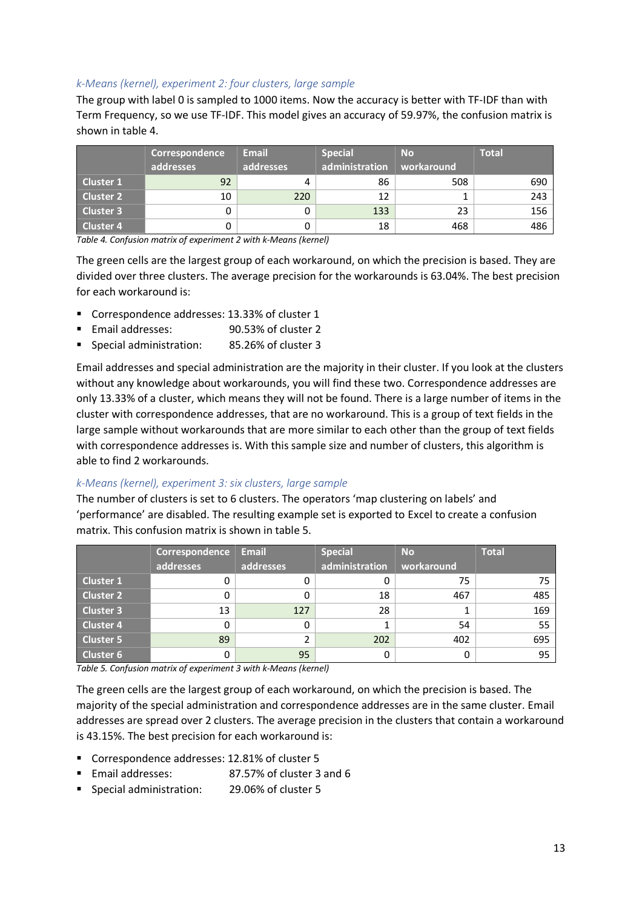### *k-Means (kernel), experiment 2: four clusters, large sample*

The group with label 0 is sampled to 1000 items. Now the accuracy is better with TF-IDF than with Term Frequency, so we use TF-IDF. This model gives an accuracy of 59.97%, the confusion matrix is shown in table 4.

| | Correspondence addresses | Email addresses | Special administration | No workaround | Total |
|---|---|---|---|---|---|
| **Cluster 1** | 92 | 4 | 86 | 508 | 690 |
| **Cluster 2** | 10 | 220 | 12 | 1 | 243 |
| **Cluster 3** | 0 | 0 | 133 | 23 | 156 |
| **Cluster 4** | 0 | 0 | 18 | 468 | 486 |

*Table 4. Confusion matrix of experiment 2 with k-Means (kernel)*

The green cells are the largest group of each workaround, on which the precision is based. They are divided over three clusters. The average precision for the workarounds is 63.04%. The best precision for each workaround is:

- Correspondence addresses: 13.33% of cluster 1
- Email addresses: 90.53% of cluster 2
- Special administration: 85.26% of cluster 3

Email addresses and special administration are the majority in their cluster. If you look at the clusters without any knowledge about workarounds, you will find these two. Correspondence addresses are only 13.33% of a cluster, which means they will not be found. There is a large number of items in the cluster with correspondence addresses, that are no workaround. This is a group of text fields in the large sample without workarounds that are more similar to each other than the group of text fields with correspondence addresses is. With this sample size and number of clusters, this algorithm is able to find 2 workarounds.

### *k-Means (kernel), experiment 3: six clusters, large sample*

The number of clusters is set to 6 clusters. The operators 'map clustering on labels' and 'performance' are disabled. The resulting example set is exported to Excel to create a confusion matrix. This confusion matrix is shown in table 5.

| | Correspondence addresses | Email addresses | Special administration | No workaround | Total |
|---|---|---|---|---|---|
| **Cluster 1** | 0 | 0 | 0 | 75 | 75 |
| **Cluster 2** | 0 | 0 | 18 | 467 | 485 |
| **Cluster 3** | 13 | 127 | 28 | 1 | 169 |
| **Cluster 4** | 0 | 0 | 1 | 54 | 55 |
| **Cluster 5** | 89 | 2 | 202 | 402 | 695 |
| **Cluster 6** | 0 | 95 | 0 | 0 | 95 |

*Table 5. Confusion matrix of experiment 3 with k-Means (kernel)*

The green cells are the largest group of each workaround, on which the precision is based. The majority of the special administration and correspondence addresses are in the same cluster. Email addresses are spread over 2 clusters. The average precision in the clusters that contain a workaround is 43.15%. The best precision for each workaround is:

- Correspondence addresses: 12.81% of cluster 5
- Email addresses: 87.57% of cluster 3 and 6
- Special administration: 29.06% of cluster 5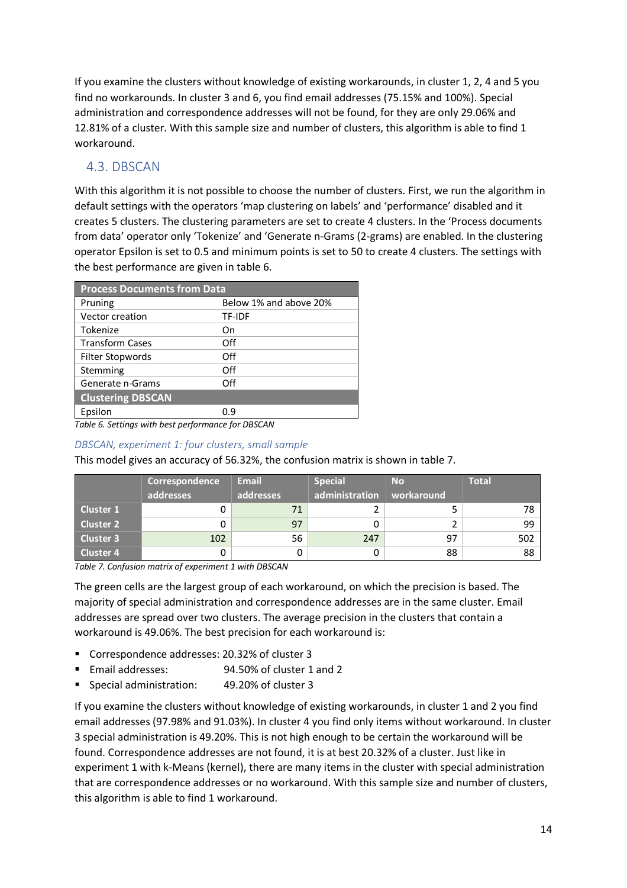If you examine the clusters without knowledge of existing workarounds, in cluster 1, 2, 4 and 5 you find no workarounds. In cluster 3 and 6, you find email addresses (75.15% and 100%). Special administration and correspondence addresses will not be found, for they are only 29.06% and 12.81% of a cluster. With this sample size and number of clusters, this algorithm is able to find 1 workaround.

## 4.3. DBSCAN

With this algorithm it is not possible to choose the number of clusters. First, we run the algorithm in default settings with the operators 'map clustering on labels' and 'performance' disabled and it creates 5 clusters. The clustering parameters are set to create 4 clusters. In the 'Process documents from data' operator only 'Tokenize' and 'Generate n-Grams (2-grams) are enabled. In the clustering operator Epsilon is set to 0.5 and minimum points is set to 50 to create 4 clusters. The settings with the best performance are given in table 6.

| **Process Documents from Data** | |
|---|---|
| Pruning | Below 1% and above 20% |
| Vector creation | TF-IDF |
| Tokenize | On |
| Transform Cases | Off |
| Filter Stopwords | Off |
| Stemming | Off |
| Generate n-Grams | Off |
| **Clustering DBSCAN** | |
| Epsilon | 0.9 |

*Table 6. Settings with best performance for DBSCAN*

### *DBSCAN, experiment 1: four clusters, small sample*

This model gives an accuracy of 56.32%, the confusion matrix is shown in table 7.

| | Correspondence addresses | Email addresses | Special administration | No workaround | Total |
|---|---|---|---|---|---|
| **Cluster 1** | 0 | 71 | 2 | 5 | 78 |
| **Cluster 2** | 0 | 97 | 0 | 2 | 99 |
| **Cluster 3** | 102 | 56 | 247 | 97 | 502 |
| **Cluster 4** | 0 | 0 | 0 | 88 | 88 |

*Table 7. Confusion matrix of experiment 1 with DBSCAN*

The green cells are the largest group of each workaround, on which the precision is based. The majority of special administration and correspondence addresses are in the same cluster. Email addresses are spread over two clusters. The average precision in the clusters that contain a workaround is 49.06%. The best precision for each workaround is:

- Correspondence addresses: 20.32% of cluster 3
- Email addresses: 94.50% of cluster 1 and 2
- Special administration: 49.20% of cluster 3

If you examine the clusters without knowledge of existing workarounds, in cluster 1 and 2 you find email addresses (97.98% and 91.03%). In cluster 4 you find only items without workaround. In cluster 3 special administration is 49.20%. This is not high enough to be certain the workaround will be found. Correspondence addresses are not found, it is at best 20.32% of a cluster. Just like in experiment 1 with k-Means (kernel), there are many items in the cluster with special administration that are correspondence addresses or no workaround. With this sample size and number of clusters, this algorithm is able to find 1 workaround.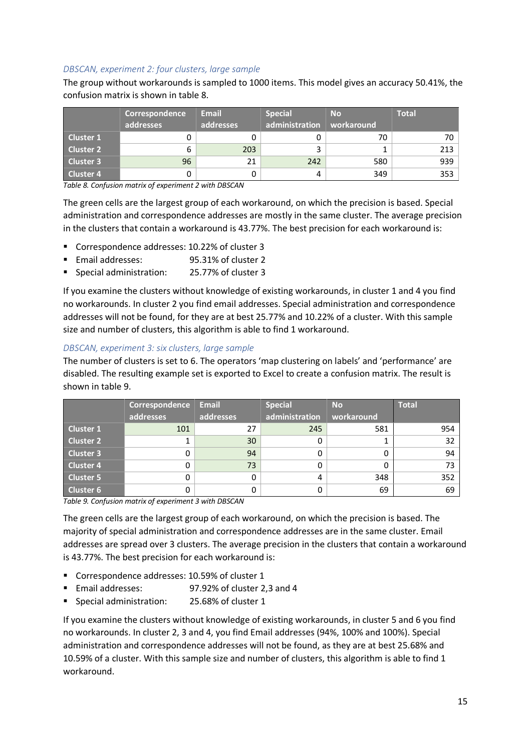### *DBSCAN, experiment 2: four clusters, large sample*

The group without workarounds is sampled to 1000 items. This model gives an accuracy 50.41%, the confusion matrix is shown in table 8.

| | Correspondence addresses | Email addresses | Special administration | No workaround | Total |
|---|---|---|---|---|---|
| Cluster 1 | 0 | 0 | 0 | 70 | 70 |
| Cluster 2 | 6 | 203 | 3 | 1 | 213 |
| Cluster 3 | 96 | 21 | 242 | 580 | 939 |
| Cluster 4 | 0 | 0 | 4 | 349 | 353 |

*Table 8. Confusion matrix of experiment 2 with DBSCAN*

The green cells are the largest group of each workaround, on which the precision is based. Special administration and correspondence addresses are mostly in the same cluster. The average precision in the clusters that contain a workaround is 43.77%. The best precision for each workaround is:

- Correspondence addresses: 10.22% of cluster 3
- Email addresses: 95.31% of cluster 2
- Special administration: 25.77% of cluster 3

If you examine the clusters without knowledge of existing workarounds, in cluster 1 and 4 you find no workarounds. In cluster 2 you find email addresses. Special administration and correspondence addresses will not be found, for they are at best 25.77% and 10.22% of a cluster. With this sample size and number of clusters, this algorithm is able to find 1 workaround.

### *DBSCAN, experiment 3: six clusters, large sample*

The number of clusters is set to 6. The operators 'map clustering on labels' and 'performance' are disabled. The resulting example set is exported to Excel to create a confusion matrix. The result is shown in table 9.

| | Correspondence addresses | Email addresses | Special administration | No workaround | Total |
|---|---|---|---|---|---|
| Cluster 1 | 101 | 27 | 245 | 581 | 954 |
| Cluster 2 | 1 | 30 | 0 | 1 | 32 |
| Cluster 3 | 0 | 94 | 0 | 0 | 94 |
| Cluster 4 | 0 | 73 | 0 | 0 | 73 |
| Cluster 5 | 0 | 0 | 4 | 348 | 352 |
| Cluster 6 | 0 | 0 | 0 | 69 | 69 |

*Table 9. Confusion matrix of experiment 3 with DBSCAN*

The green cells are the largest group of each workaround, on which the precision is based. The majority of special administration and correspondence addresses are in the same cluster. Email addresses are spread over 3 clusters. The average precision in the clusters that contain a workaround is 43.77%. The best precision for each workaround is:

- Correspondence addresses: 10.59% of cluster 1
- Email addresses: 97.92% of cluster 2,3 and 4
- Special administration: 25.68% of cluster 1

If you examine the clusters without knowledge of existing workarounds, in cluster 5 and 6 you find no workarounds. In cluster 2, 3 and 4, you find Email addresses (94%, 100% and 100%). Special administration and correspondence addresses will not be found, as they are at best 25.68% and 10.59% of a cluster. With this sample size and number of clusters, this algorithm is able to find 1 workaround.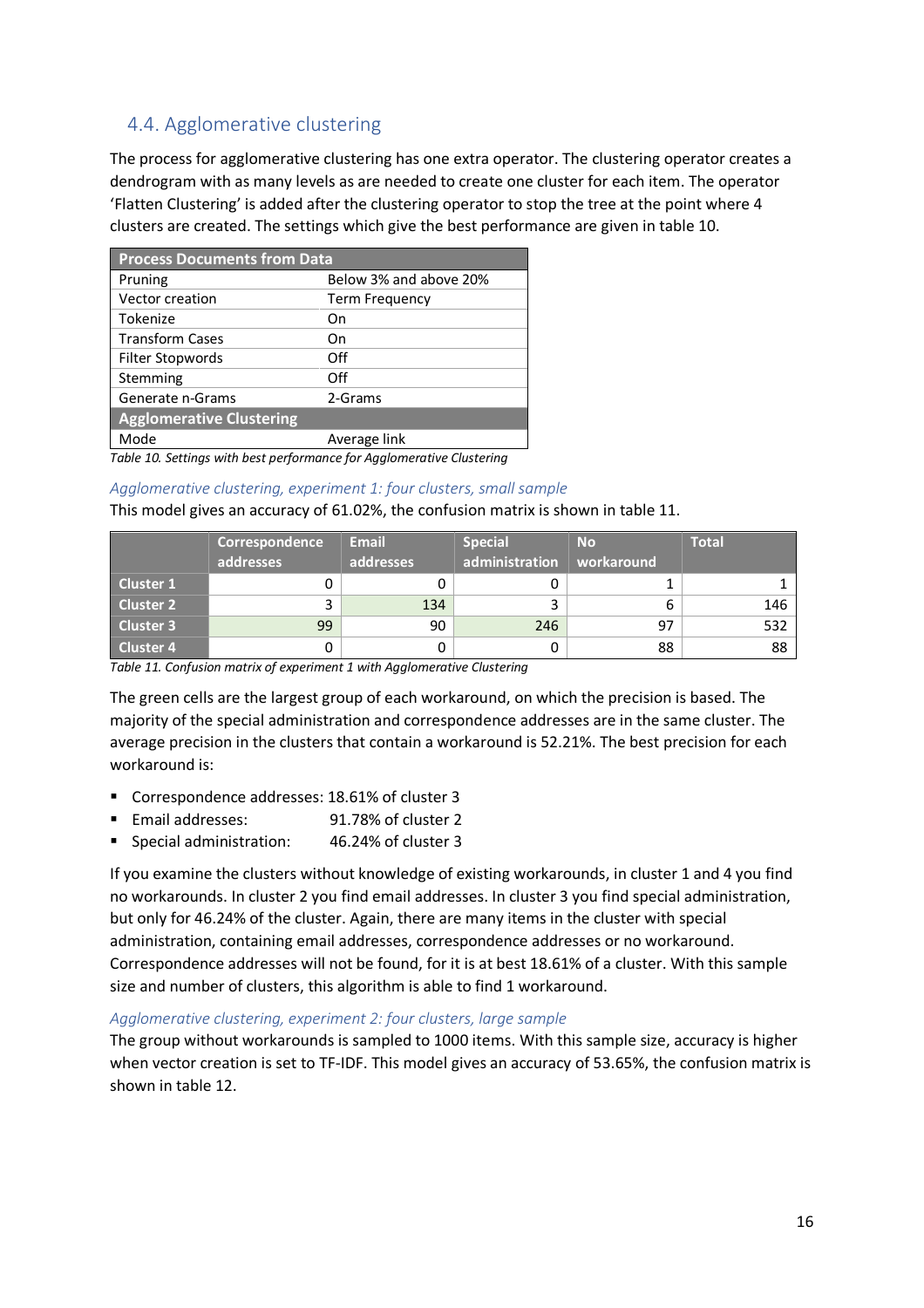## 4.4. Agglomerative clustering

The process for agglomerative clustering has one extra operator. The clustering operator creates a dendrogram with as many levels as are needed to create one cluster for each item. The operator 'Flatten Clustering' is added after the clustering operator to stop the tree at the point where 4 clusters are created. The settings which give the best performance are given in table 10.

| **Process Documents from Data** | |
|---|---|
| Pruning | Below 3% and above 20% |
| Vector creation | Term Frequency |
| Tokenize | On |
| Transform Cases | On |
| Filter Stopwords | Off |
| Stemming | Off |
| Generate n-Grams | 2-Grams |
| **Agglomerative Clustering** | |
| Mode | Average link |

*Table 10. Settings with best performance for Agglomerative Clustering*

*Agglomerative clustering, experiment 1: four clusters, small sample*

This model gives an accuracy of 61.02%, the confusion matrix is shown in table 11.

| | Correspondence addresses | Email addresses | Special administration | No workaround | Total |
|---|---|---|---|---|---|
| **Cluster 1** | 0 | 0 | 0 | 1 | 1 |
| **Cluster 2** | 3 | 134 | 3 | 6 | 146 |
| **Cluster 3** | 99 | 90 | 246 | 97 | 532 |
| **Cluster 4** | 0 | 0 | 0 | 88 | 88 |

*Table 11. Confusion matrix of experiment 1 with Agglomerative Clustering*

The green cells are the largest group of each workaround, on which the precision is based. The majority of the special administration and correspondence addresses are in the same cluster. The average precision in the clusters that contain a workaround is 52.21%. The best precision for each workaround is:

- Correspondence addresses: 18.61% of cluster 3
- Email addresses: 91.78% of cluster 2
- Special administration: 46.24% of cluster 3

If you examine the clusters without knowledge of existing workarounds, in cluster 1 and 4 you find no workarounds. In cluster 2 you find email addresses. In cluster 3 you find special administration, but only for 46.24% of the cluster. Again, there are many items in the cluster with special administration, containing email addresses, correspondence addresses or no workaround. Correspondence addresses will not be found, for it is at best 18.61% of a cluster. With this sample size and number of clusters, this algorithm is able to find 1 workaround.

*Agglomerative clustering, experiment 2: four clusters, large sample*

The group without workarounds is sampled to 1000 items. With this sample size, accuracy is higher when vector creation is set to TF-IDF. This model gives an accuracy of 53.65%, the confusion matrix is shown in table 12.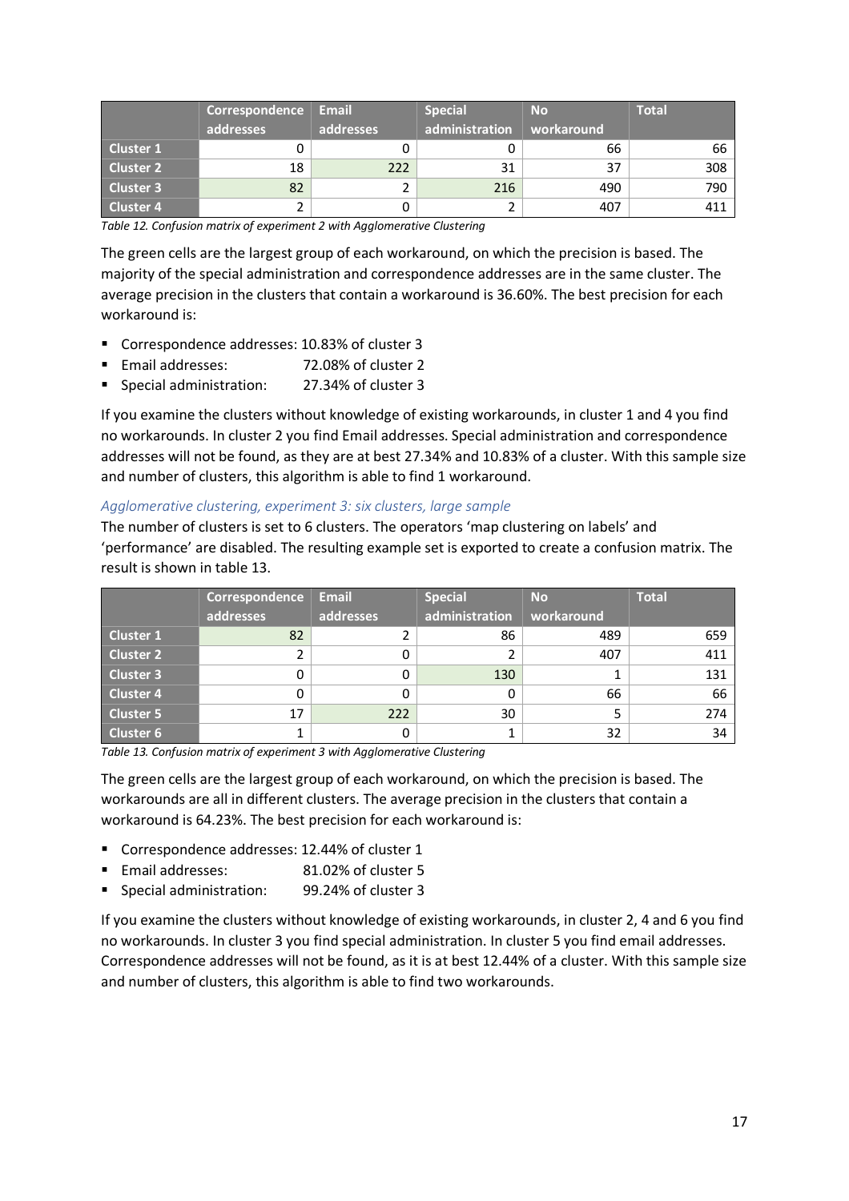| | Correspondence addresses | Email addresses | Special administration | No workaround | Total |
|---|---|---|---|---|---|
| **Cluster 1** | 0 | 0 | 0 | 66 | 66 |
| **Cluster 2** | 18 | 222 | 31 | 37 | 308 |
| **Cluster 3** | 82 | 2 | 216 | 490 | 790 |
| **Cluster 4** | 2 | 0 | 2 | 407 | 411 |

*Table 12. Confusion matrix of experiment 2 with Agglomerative Clustering*

The green cells are the largest group of each workaround, on which the precision is based. The majority of the special administration and correspondence addresses are in the same cluster. The average precision in the clusters that contain a workaround is 36.60%. The best precision for each workaround is:

- Correspondence addresses: 10.83% of cluster 3
- Email addresses: 72.08% of cluster 2
- Special administration: 27.34% of cluster 3

If you examine the clusters without knowledge of existing workarounds, in cluster 1 and 4 you find no workarounds. In cluster 2 you find Email addresses. Special administration and correspondence addresses will not be found, as they are at best 27.34% and 10.83% of a cluster. With this sample size and number of clusters, this algorithm is able to find 1 workaround.

### *Agglomerative clustering, experiment 3: six clusters, large sample*

The number of clusters is set to 6 clusters. The operators 'map clustering on labels' and 'performance' are disabled. The resulting example set is exported to create a confusion matrix. The result is shown in table 13.

| | Correspondence addresses | Email addresses | Special administration | No workaround | Total |
|---|---|---|---|---|---|
| **Cluster 1** | 82 | 2 | 86 | 489 | 659 |
| **Cluster 2** | 2 | 0 | 2 | 407 | 411 |
| **Cluster 3** | 0 | 0 | 130 | 1 | 131 |
| **Cluster 4** | 0 | 0 | 0 | 66 | 66 |
| **Cluster 5** | 17 | 222 | 30 | 5 | 274 |
| **Cluster 6** | 1 | 0 | 1 | 32 | 34 |

*Table 13. Confusion matrix of experiment 3 with Agglomerative Clustering*

The green cells are the largest group of each workaround, on which the precision is based. The workarounds are all in different clusters. The average precision in the clusters that contain a workaround is 64.23%. The best precision for each workaround is:

- Correspondence addresses: 12.44% of cluster 1
- Email addresses: 81.02% of cluster 5
- Special administration: 99.24% of cluster 3

If you examine the clusters without knowledge of existing workarounds, in cluster 2, 4 and 6 you find no workarounds. In cluster 3 you find special administration. In cluster 5 you find email addresses. Correspondence addresses will not be found, as it is at best 12.44% of a cluster. With this sample size and number of clusters, this algorithm is able to find two workarounds.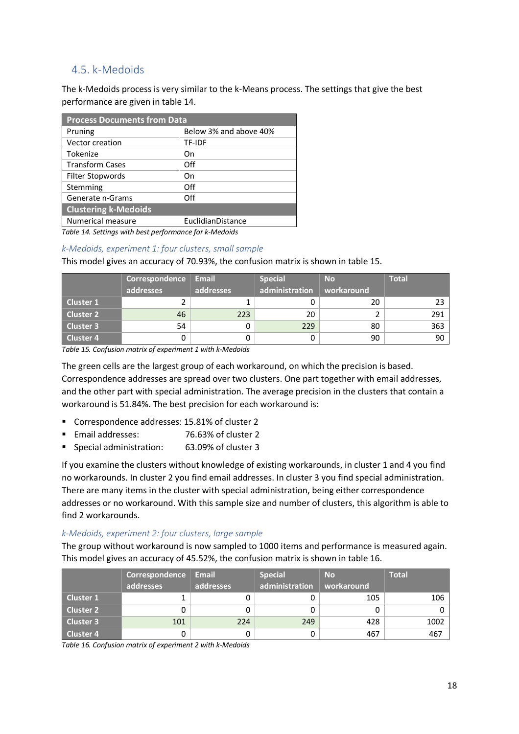## 4.5. k-Medoids

The k-Medoids process is very similar to the k-Means process. The settings that give the best performance are given in table 14.

| Process Documents from Data | |
|---|---|
| Pruning | Below 3% and above 40% |
| Vector creation | TF-IDF |
| Tokenize | On |
| Transform Cases | Off |
| Filter Stopwords | On |
| Stemming | Off |
| Generate n-Grams | Off |
| **Clustering k-Medoids** | |
| Numerical measure | EuclidianDistance |

*Table 14. Settings with best performance for k-Medoids*

### *k-Medoids, experiment 1: four clusters, small sample*

This model gives an accuracy of 70.93%, the confusion matrix is shown in table 15.

| | Correspondence addresses | Email addresses | Special administration | No workaround | Total |
|---|---|---|---|---|---|
| Cluster 1 | 2 | 1 | 0 | 20 | 23 |
| Cluster 2 | 46 | 223 | 20 | 2 | 291 |
| Cluster 3 | 54 | 0 | 229 | 80 | 363 |
| Cluster 4 | 0 | 0 | 0 | 90 | 90 |

*Table 15. Confusion matrix of experiment 1 with k-Medoids*

The green cells are the largest group of each workaround, on which the precision is based. Correspondence addresses are spread over two clusters. One part together with email addresses, and the other part with special administration. The average precision in the clusters that contain a workaround is 51.84%. The best precision for each workaround is:

- Correspondence addresses: 15.81% of cluster 2
- Email addresses: 76.63% of cluster 2
- Special administration: 63.09% of cluster 3

If you examine the clusters without knowledge of existing workarounds, in cluster 1 and 4 you find no workarounds. In cluster 2 you find email addresses. In cluster 3 you find special administration. There are many items in the cluster with special administration, being either correspondence addresses or no workaround. With this sample size and number of clusters, this algorithm is able to find 2 workarounds.

### *k-Medoids, experiment 2: four clusters, large sample*

The group without workaround is now sampled to 1000 items and performance is measured again. This model gives an accuracy of 45.52%, the confusion matrix is shown in table 16.

| | Correspondence addresses | Email addresses | Special administration | No workaround | Total |
|---|---|---|---|---|---|
| Cluster 1 | 1 | 0 | 0 | 105 | 106 |
| Cluster 2 | 0 | 0 | 0 | 0 | 0 |
| Cluster 3 | 101 | 224 | 249 | 428 | 1002 |
| Cluster 4 | 0 | 0 | 0 | 467 | 467 |

*Table 16. Confusion matrix of experiment 2 with k-Medoids*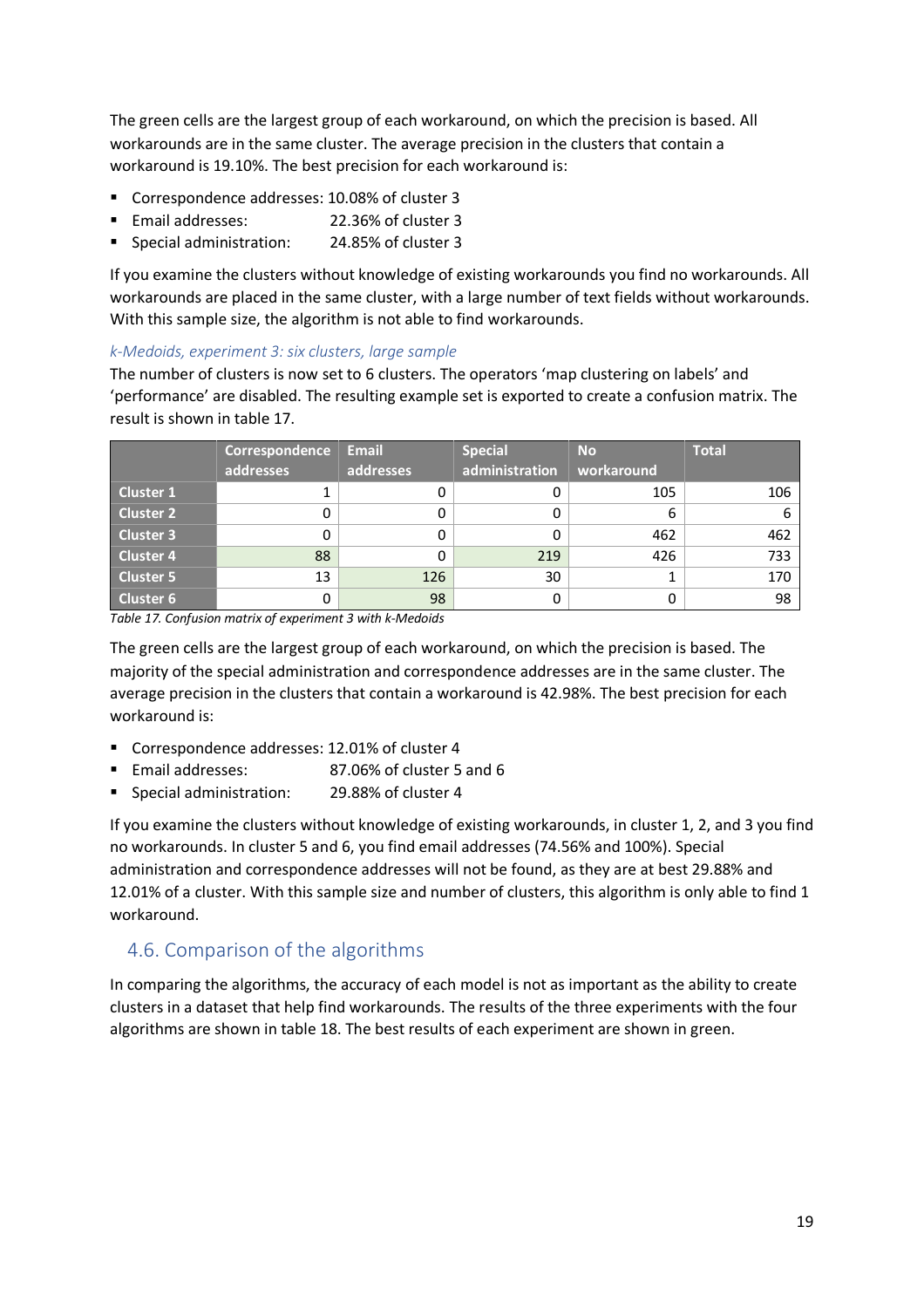The green cells are the largest group of each workaround, on which the precision is based. All workarounds are in the same cluster. The average precision in the clusters that contain a workaround is 19.10%. The best precision for each workaround is:

- Correspondence addresses: 10.08% of cluster 3
- Email addresses: 22.36% of cluster 3
- Special administration: 24.85% of cluster 3

If you examine the clusters without knowledge of existing workarounds you find no workarounds. All workarounds are placed in the same cluster, with a large number of text fields without workarounds. With this sample size, the algorithm is not able to find workarounds.

### *k-Medoids, experiment 3: six clusters, large sample*

The number of clusters is now set to 6 clusters. The operators 'map clustering on labels' and 'performance' are disabled. The resulting example set is exported to create a confusion matrix. The result is shown in table 17.

| | Correspondence addresses | Email addresses | Special administration | No workaround | Total |
|---|---|---|---|---|---|
| Cluster 1 | 1 | 0 | 0 | 105 | 106 |
| Cluster 2 | 0 | 0 | 0 | 6 | 6 |
| Cluster 3 | 0 | 0 | 0 | 462 | 462 |
| Cluster 4 | 88 | 0 | 219 | 426 | 733 |
| Cluster 5 | 13 | 126 | 30 | 1 | 170 |
| Cluster 6 | 0 | 98 | 0 | 0 | 98 |

*Table 17. Confusion matrix of experiment 3 with k-Medoids*

The green cells are the largest group of each workaround, on which the precision is based. The majority of the special administration and correspondence addresses are in the same cluster. The average precision in the clusters that contain a workaround is 42.98%. The best precision for each workaround is:

- Correspondence addresses: 12.01% of cluster 4
- Email addresses: 87.06% of cluster 5 and 6
- Special administration: 29.88% of cluster 4

If you examine the clusters without knowledge of existing workarounds, in cluster 1, 2, and 3 you find no workarounds. In cluster 5 and 6, you find email addresses (74.56% and 100%). Special administration and correspondence addresses will not be found, as they are at best 29.88% and 12.01% of a cluster. With this sample size and number of clusters, this algorithm is only able to find 1 workaround.

## 4.6. Comparison of the algorithms

In comparing the algorithms, the accuracy of each model is not as important as the ability to create clusters in a dataset that help find workarounds. The results of the three experiments with the four algorithms are shown in table 18. The best results of each experiment are shown in green.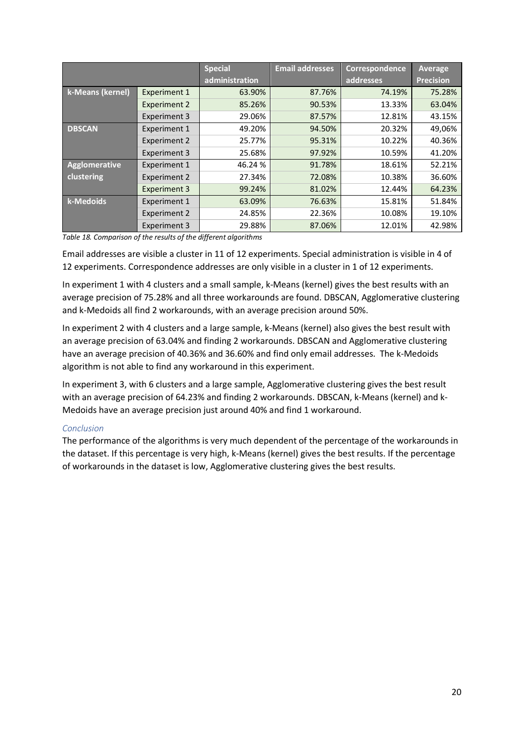| | | Special administration | Email addresses | Correspondence addresses | Average Precision |
|---|---|---|---|---|---|
| **k-Means (kernel)** | Experiment 1 | 63.90% | 87.76% | 74.19% | 75.28% |
| | Experiment 2 | 85.26% | 90.53% | 13.33% | 63.04% |
| | Experiment 3 | 29.06% | 87.57% | 12.81% | 43.15% |
| **DBSCAN** | Experiment 1 | 49.20% | 94.50% | 20.32% | 49,06% |
| | Experiment 2 | 25.77% | 95.31% | 10.22% | 40.36% |
| | Experiment 3 | 25.68% | 97.92% | 10.59% | 41.20% |
| **Agglomerative clustering** | Experiment 1 | 46.24 % | 91.78% | 18.61% | 52.21% |
| | Experiment 2 | 27.34% | 72.08% | 10.38% | 36.60% |
| | Experiment 3 | 99.24% | 81.02% | 12.44% | 64.23% |
| **k-Medoids** | Experiment 1 | 63.09% | 76.63% | 15.81% | 51.84% |
| | Experiment 2 | 24.85% | 22.36% | 10.08% | 19.10% |
| | Experiment 3 | 29.88% | 87.06% | 12.01% | 42.98% |

*Table 18. Comparison of the results of the different algorithms*

Email addresses are visible a cluster in 11 of 12 experiments. Special administration is visible in 4 of 12 experiments. Correspondence addresses are only visible in a cluster in 1 of 12 experiments.

In experiment 1 with 4 clusters and a small sample, k-Means (kernel) gives the best results with an average precision of 75.28% and all three workarounds are found. DBSCAN, Agglomerative clustering and k-Medoids all find 2 workarounds, with an average precision around 50%.

In experiment 2 with 4 clusters and a large sample, k-Means (kernel) also gives the best result with an average precision of 63.04% and finding 2 workarounds. DBSCAN and Agglomerative clustering have an average precision of 40.36% and 36.60% and find only email addresses. The k-Medoids algorithm is not able to find any workaround in this experiment.

In experiment 3, with 6 clusters and a large sample, Agglomerative clustering gives the best result with an average precision of 64.23% and finding 2 workarounds. DBSCAN, k-Means (kernel) and k-Medoids have an average precision just around 40% and find 1 workaround.

*Conclusion*

The performance of the algorithms is very much dependent of the percentage of the workarounds in the dataset. If this percentage is very high, k-Means (kernel) gives the best results. If the percentage of workarounds in the dataset is low, Agglomerative clustering gives the best results.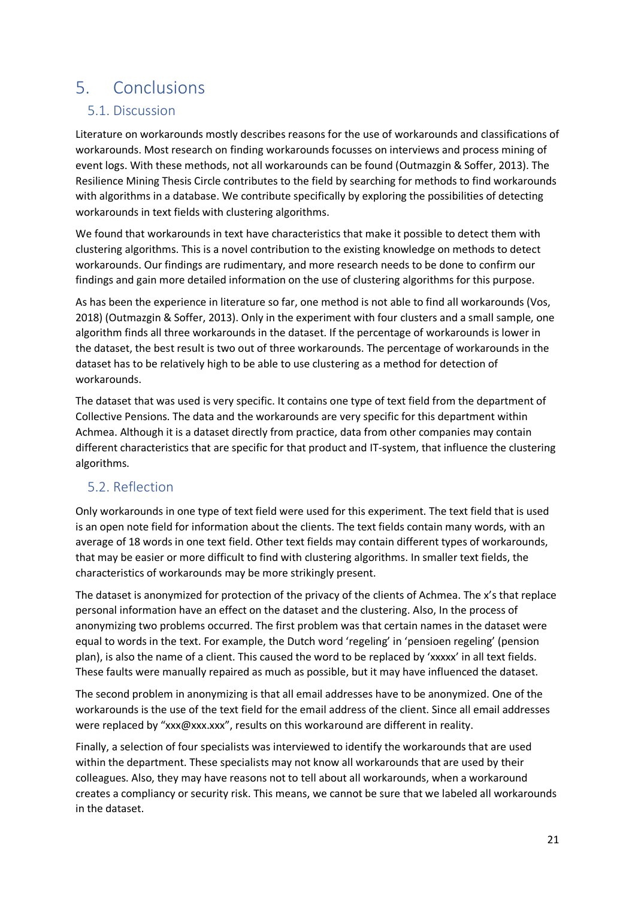# 5. Conclusions

## 5.1. Discussion

Literature on workarounds mostly describes reasons for the use of workarounds and classifications of workarounds. Most research on finding workarounds focusses on interviews and process mining of event logs. With these methods, not all workarounds can be found (Outmazgin & Soffer, 2013). The Resilience Mining Thesis Circle contributes to the field by searching for methods to find workarounds with algorithms in a database. We contribute specifically by exploring the possibilities of detecting workarounds in text fields with clustering algorithms.

We found that workarounds in text have characteristics that make it possible to detect them with clustering algorithms. This is a novel contribution to the existing knowledge on methods to detect workarounds. Our findings are rudimentary, and more research needs to be done to confirm our findings and gain more detailed information on the use of clustering algorithms for this purpose.

As has been the experience in literature so far, one method is not able to find all workarounds (Vos, 2018) (Outmazgin & Soffer, 2013). Only in the experiment with four clusters and a small sample, one algorithm finds all three workarounds in the dataset. If the percentage of workarounds is lower in the dataset, the best result is two out of three workarounds. The percentage of workarounds in the dataset has to be relatively high to be able to use clustering as a method for detection of workarounds.

The dataset that was used is very specific. It contains one type of text field from the department of Collective Pensions. The data and the workarounds are very specific for this department within Achmea. Although it is a dataset directly from practice, data from other companies may contain different characteristics that are specific for that product and IT-system, that influence the clustering algorithms.

## 5.2. Reflection

Only workarounds in one type of text field were used for this experiment. The text field that is used is an open note field for information about the clients. The text fields contain many words, with an average of 18 words in one text field. Other text fields may contain different types of workarounds, that may be easier or more difficult to find with clustering algorithms. In smaller text fields, the characteristics of workarounds may be more strikingly present.

The dataset is anonymized for protection of the privacy of the clients of Achmea. The x's that replace personal information have an effect on the dataset and the clustering. Also, In the process of anonymizing two problems occurred. The first problem was that certain names in the dataset were equal to words in the text. For example, the Dutch word 'regeling' in 'pensioen regeling' (pension plan), is also the name of a client. This caused the word to be replaced by 'xxxxx' in all text fields. These faults were manually repaired as much as possible, but it may have influenced the dataset.

The second problem in anonymizing is that all email addresses have to be anonymized. One of the workarounds is the use of the text field for the email address of the client. Since all email addresses were replaced by "xxx@xxx.xxx", results on this workaround are different in reality.

Finally, a selection of four specialists was interviewed to identify the workarounds that are used within the department. These specialists may not know all workarounds that are used by their colleagues. Also, they may have reasons not to tell about all workarounds, when a workaround creates a compliancy or security risk. This means, we cannot be sure that we labeled all workarounds in the dataset.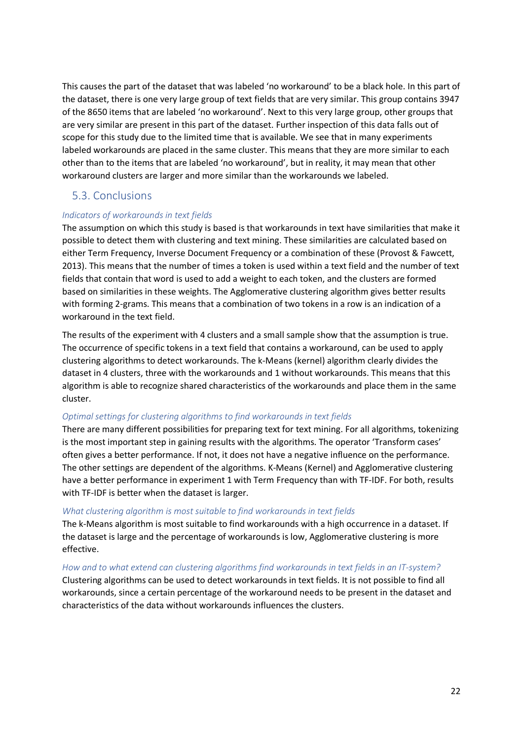This causes the part of the dataset that was labeled 'no workaround' to be a black hole. In this part of the dataset, there is one very large group of text fields that are very similar. This group contains 3947 of the 8650 items that are labeled 'no workaround'. Next to this very large group, other groups that are very similar are present in this part of the dataset. Further inspection of this data falls out of scope for this study due to the limited time that is available. We see that in many experiments labeled workarounds are placed in the same cluster. This means that they are more similar to each other than to the items that are labeled 'no workaround', but in reality, it may mean that other workaround clusters are larger and more similar than the workarounds we labeled.

## 5.3. Conclusions

*Indicators of workarounds in text fields*

The assumption on which this study is based is that workarounds in text have similarities that make it possible to detect them with clustering and text mining. These similarities are calculated based on either Term Frequency, Inverse Document Frequency or a combination of these (Provost & Fawcett, 2013). This means that the number of times a token is used within a text field and the number of text fields that contain that word is used to add a weight to each token, and the clusters are formed based on similarities in these weights. The Agglomerative clustering algorithm gives better results with forming 2-grams. This means that a combination of two tokens in a row is an indication of a workaround in the text field.

The results of the experiment with 4 clusters and a small sample show that the assumption is true. The occurrence of specific tokens in a text field that contains a workaround, can be used to apply clustering algorithms to detect workarounds. The k-Means (kernel) algorithm clearly divides the dataset in 4 clusters, three with the workarounds and 1 without workarounds. This means that this algorithm is able to recognize shared characteristics of the workarounds and place them in the same cluster.

*Optimal settings for clustering algorithms to find workarounds in text fields*

There are many different possibilities for preparing text for text mining. For all algorithms, tokenizing is the most important step in gaining results with the algorithms. The operator 'Transform cases' often gives a better performance. If not, it does not have a negative influence on the performance. The other settings are dependent of the algorithms. K-Means (Kernel) and Agglomerative clustering have a better performance in experiment 1 with Term Frequency than with TF-IDF. For both, results with TF-IDF is better when the dataset is larger.

*What clustering algorithm is most suitable to find workarounds in text fields*

The k-Means algorithm is most suitable to find workarounds with a high occurrence in a dataset. If the dataset is large and the percentage of workarounds is low, Agglomerative clustering is more effective.

*How and to what extend can clustering algorithms find workarounds in text fields in an IT-system?*

Clustering algorithms can be used to detect workarounds in text fields. It is not possible to find all workarounds, since a certain percentage of the workaround needs to be present in the dataset and characteristics of the data without workarounds influences the clusters.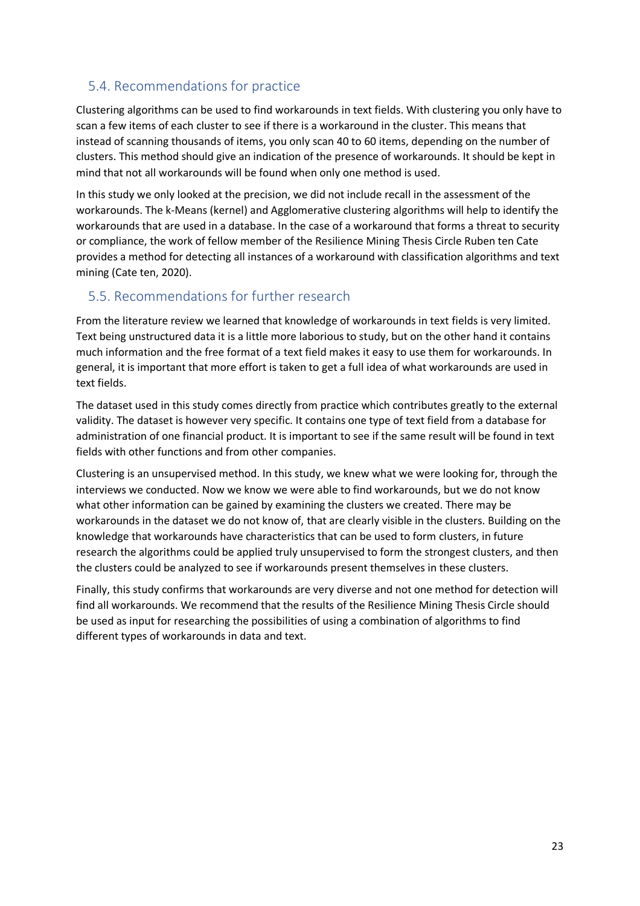## 5.4. Recommendations for practice

Clustering algorithms can be used to find workarounds in text fields. With clustering you only have to scan a few items of each cluster to see if there is a workaround in the cluster. This means that instead of scanning thousands of items, you only scan 40 to 60 items, depending on the number of clusters. This method should give an indication of the presence of workarounds. It should be kept in mind that not all workarounds will be found when only one method is used.

In this study we only looked at the precision, we did not include recall in the assessment of the workarounds. The k-Means (kernel) and Agglomerative clustering algorithms will help to identify the workarounds that are used in a database. In the case of a workaround that forms a threat to security or compliance, the work of fellow member of the Resilience Mining Thesis Circle Ruben ten Cate provides a method for detecting all instances of a workaround with classification algorithms and text mining (Cate ten, 2020).

## 5.5. Recommendations for further research

From the literature review we learned that knowledge of workarounds in text fields is very limited. Text being unstructured data it is a little more laborious to study, but on the other hand it contains much information and the free format of a text field makes it easy to use them for workarounds. In general, it is important that more effort is taken to get a full idea of what workarounds are used in text fields.

The dataset used in this study comes directly from practice which contributes greatly to the external validity. The dataset is however very specific. It contains one type of text field from a database for administration of one financial product. It is important to see if the same result will be found in text fields with other functions and from other companies.

Clustering is an unsupervised method. In this study, we knew what we were looking for, through the interviews we conducted. Now we know we were able to find workarounds, but we do not know what other information can be gained by examining the clusters we created. There may be workarounds in the dataset we do not know of, that are clearly visible in the clusters. Building on the knowledge that workarounds have characteristics that can be used to form clusters, in future research the algorithms could be applied truly unsupervised to form the strongest clusters, and then the clusters could be analyzed to see if workarounds present themselves in these clusters.

Finally, this study confirms that workarounds are very diverse and not one method for detection will find all workarounds. We recommend that the results of the Resilience Mining Thesis Circle should be used as input for researching the possibilities of using a combination of algorithms to find different types of workarounds in data and text.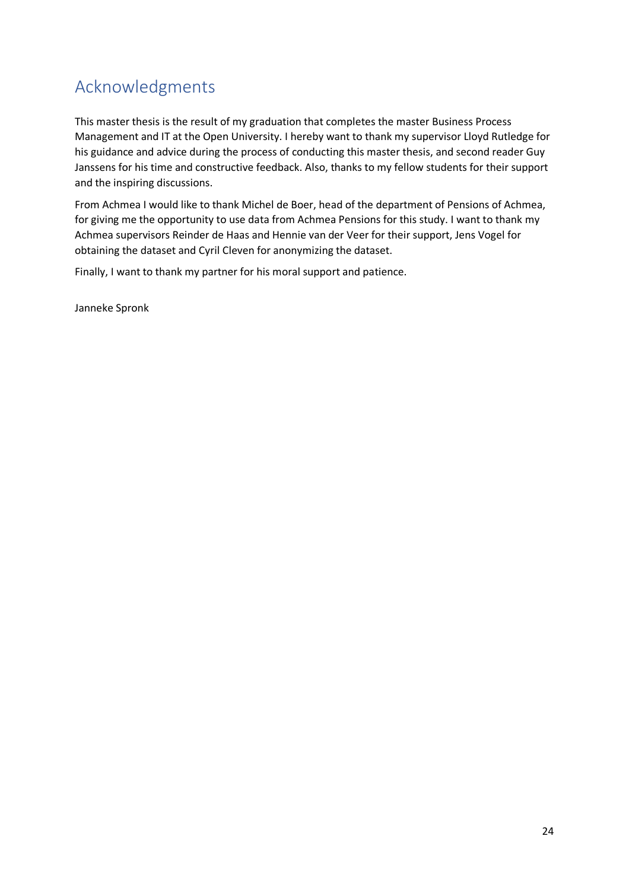# Acknowledgments

This master thesis is the result of my graduation that completes the master Business Process Management and IT at the Open University. I hereby want to thank my supervisor Lloyd Rutledge for his guidance and advice during the process of conducting this master thesis, and second reader Guy Janssens for his time and constructive feedback. Also, thanks to my fellow students for their support and the inspiring discussions.

From Achmea I would like to thank Michel de Boer, head of the department of Pensions of Achmea, for giving me the opportunity to use data from Achmea Pensions for this study. I want to thank my Achmea supervisors Reinder de Haas and Hennie van der Veer for their support, Jens Vogel for obtaining the dataset and Cyril Cleven for anonymizing the dataset.

Finally, I want to thank my partner for his moral support and patience.

Janneke Spronk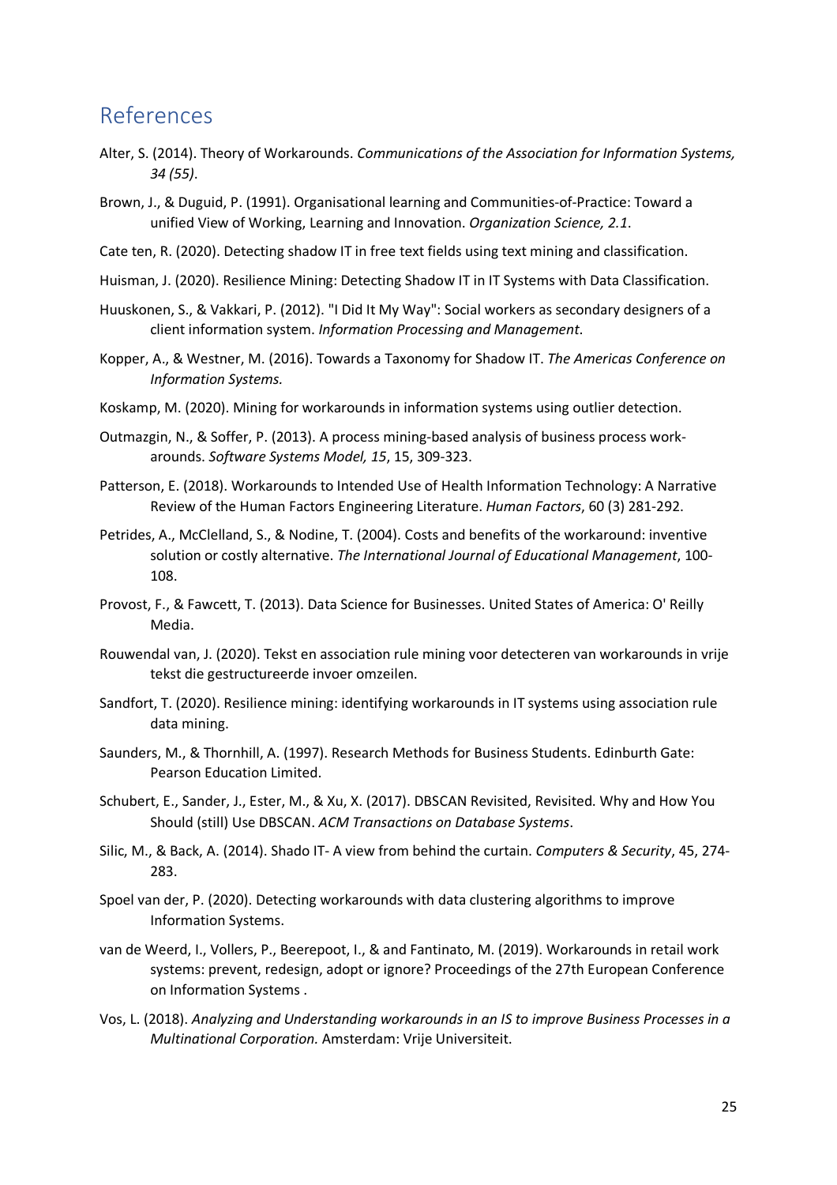## References

Alter, S. (2014). Theory of Workarounds. *Communications of the Association for Information Systems, 34 (55)*.

Brown, J., & Duguid, P. (1991). Organisational learning and Communities-of-Practice: Toward a unified View of Working, Learning and Innovation. *Organization Science, 2.1*.

Cate ten, R. (2020). Detecting shadow IT in free text fields using text mining and classification.

Huisman, J. (2020). Resilience Mining: Detecting Shadow IT in IT Systems with Data Classification.

Huuskonen, S., & Vakkari, P. (2012). "I Did It My Way": Social workers as secondary designers of a client information system. *Information Processing and Management*.

Kopper, A., & Westner, M. (2016). Towards a Taxonomy for Shadow IT. *The Americas Conference on Information Systems.*

Koskamp, M. (2020). Mining for workarounds in information systems using outlier detection.

Outmazgin, N., & Soffer, P. (2013). A process mining-based analysis of business process work-arounds. *Software Systems Model, 15*, 15, 309-323.

Patterson, E. (2018). Workarounds to Intended Use of Health Information Technology: A Narrative Review of the Human Factors Engineering Literature. *Human Factors*, 60 (3) 281-292.

Petrides, A., McClelland, S., & Nodine, T. (2004). Costs and benefits of the workaround: inventive solution or costly alternative. *The International Journal of Educational Management*, 100-108.

Provost, F., & Fawcett, T. (2013). Data Science for Businesses. United States of America: O' Reilly Media.

Rouwendal van, J. (2020). Tekst en association rule mining voor detecteren van workarounds in vrije tekst die gestructureerde invoer omzeilen.

Sandfort, T. (2020). Resilience mining: identifying workarounds in IT systems using association rule data mining.

Saunders, M., & Thornhill, A. (1997). Research Methods for Business Students. Edinburth Gate: Pearson Education Limited.

Schubert, E., Sander, J., Ester, M., & Xu, X. (2017). DBSCAN Revisited, Revisited. Why and How You Should (still) Use DBSCAN. *ACM Transactions on Database Systems*.

Silic, M., & Back, A. (2014). Shado IT- A view from behind the curtain. *Computers & Security*, 45, 274-283.

Spoel van der, P. (2020). Detecting workarounds with data clustering algorithms to improve Information Systems.

van de Weerd, I., Vollers, P., Beerepoot, I., & and Fantinato, M. (2019). Workarounds in retail work systems: prevent, redesign, adopt or ignore? Proceedings of the 27th European Conference on Information Systems .

Vos, L. (2018). *Analyzing and Understanding workarounds in an IS to improve Business Processes in a Multinational Corporation.* Amsterdam: Vrije Universiteit.